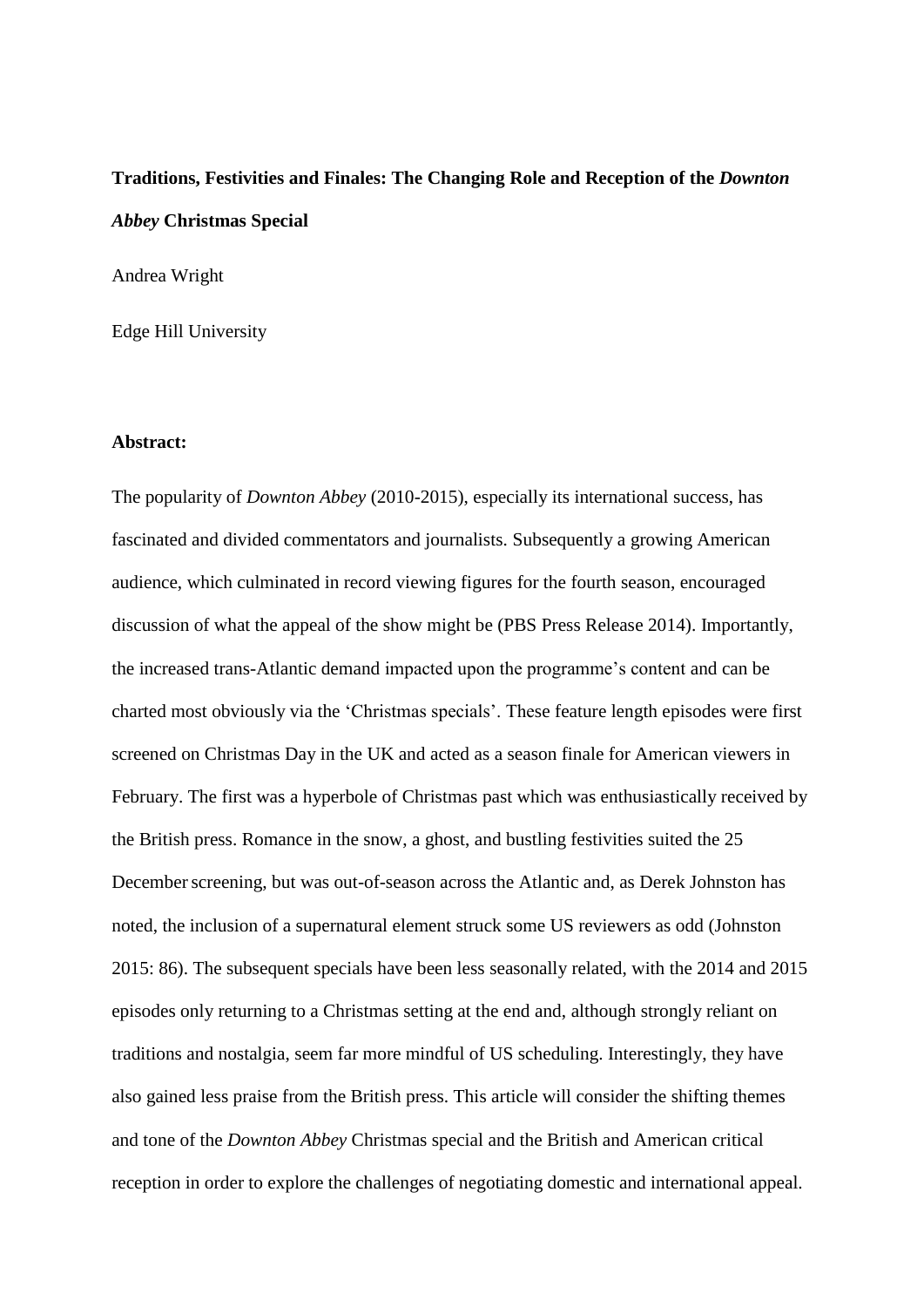# Traditions, Festivities and Finales: The Changing Role and Reception of the *Downton Abbey* Christmas Special

Andrea Wright

Edge Hill University

**Abstract:**

The popularity of *Downton Abbey* (2010-2015), especially its international success, has fascinated and divided commentators and journalists. Subsequently a growing American audience, which culminated in record viewing figures for the fourth season, encouraged discussion of what the appeal of the show might be (PBS Press Release 2014). Importantly, the increased trans-Atlantic demand impacted upon the programme's content and can be charted most obviously via the 'Christmas specials'. These feature length episodes were first screened on Christmas Day in the UK and acted as a season finale for American viewers in February. The first was a hyperbole of Christmas past which was enthusiastically received by the British press. Romance in the snow, a ghost, and bustling festivities suited the 25 December screening, but was out-of-season across the Atlantic and, as Derek Johnston has noted, the inclusion of a supernatural element struck some US reviewers as odd (Johnston 2015: 86). The subsequent specials have been less seasonally related, with the 2014 and 2015 episodes only returning to a Christmas setting at the end and, although strongly reliant on traditions and nostalgia, seem far more mindful of US scheduling. Interestingly, they have also gained less praise from the British press. This article will consider the shifting themes and tone of the *Downton Abbey* Christmas special and the British and American critical reception in order to explore the challenges of negotiating domestic and international appeal.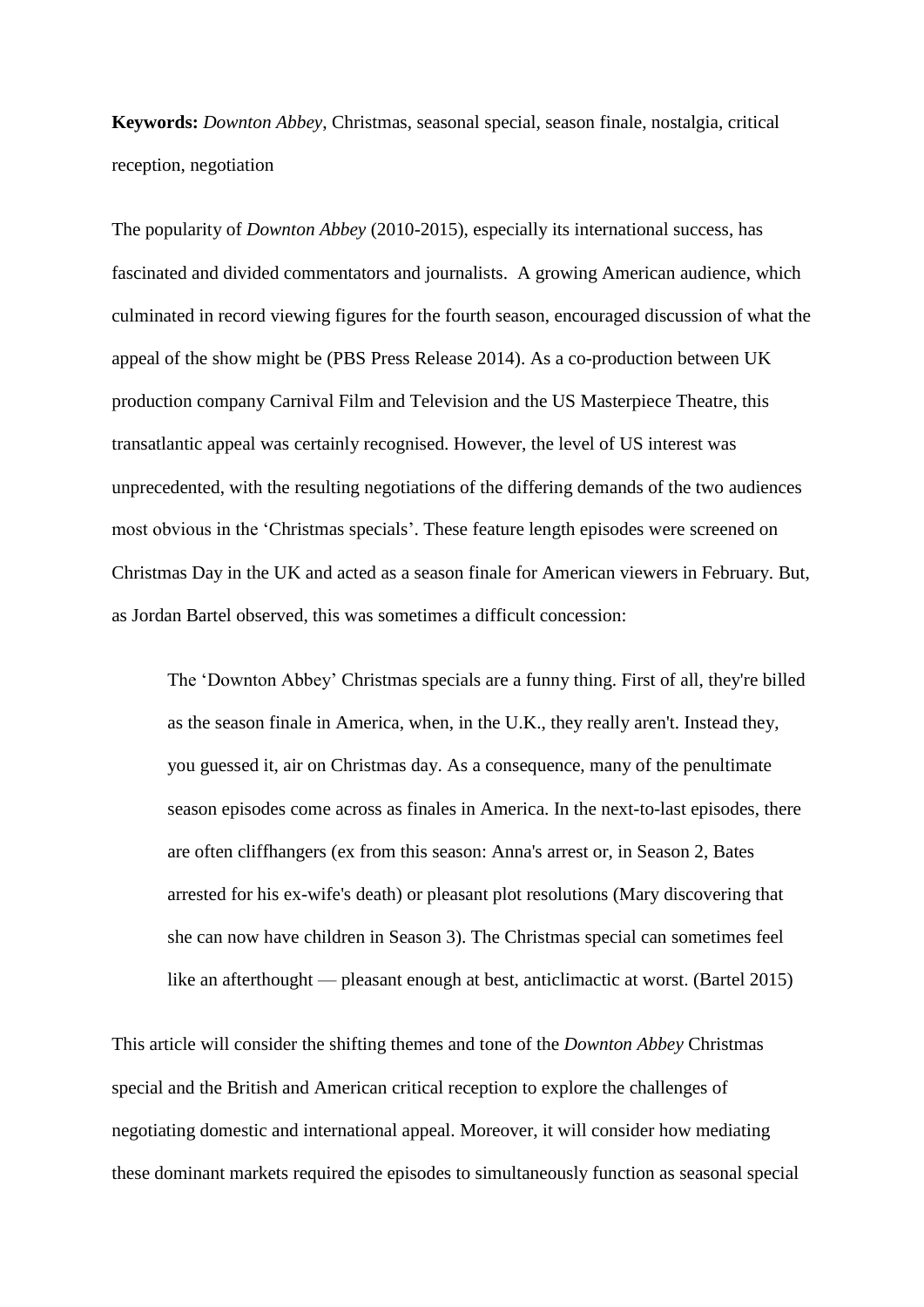**Keywords:** *Downton Abbey*, Christmas, seasonal special, season finale, nostalgia, critical reception, negotiation

The popularity of *Downton Abbey* (2010-2015), especially its international success, has fascinated and divided commentators and journalists. A growing American audience, which culminated in record viewing figures for the fourth season, encouraged discussion of what the appeal of the show might be (PBS Press Release 2014). As a co-production between UK production company Carnival Film and Television and the US Masterpiece Theatre, this transatlantic appeal was certainly recognised. However, the level of US interest was unprecedented, with the resulting negotiations of the differing demands of the two audiences most obvious in the 'Christmas specials'. These feature length episodes were screened on Christmas Day in the UK and acted as a season finale for American viewers in February. But, as Jordan Bartel observed, this was sometimes a difficult concession:

> The 'Downton Abbey' Christmas specials are a funny thing. First of all, they're billed as the season finale in America, when, in the U.K., they really aren't. Instead they, you guessed it, air on Christmas day. As a consequence, many of the penultimate season episodes come across as finales in America. In the next-to-last episodes, there are often cliffhangers (ex from this season: Anna's arrest or, in Season 2, Bates arrested for his ex-wife's death) or pleasant plot resolutions (Mary discovering that she can now have children in Season 3). The Christmas special can sometimes feel like an afterthought — pleasant enough at best, anticlimactic at worst. (Bartel 2015)

This article will consider the shifting themes and tone of the *Downton Abbey* Christmas special and the British and American critical reception to explore the challenges of negotiating domestic and international appeal. Moreover, it will consider how mediating these dominant markets required the episodes to simultaneously function as seasonal special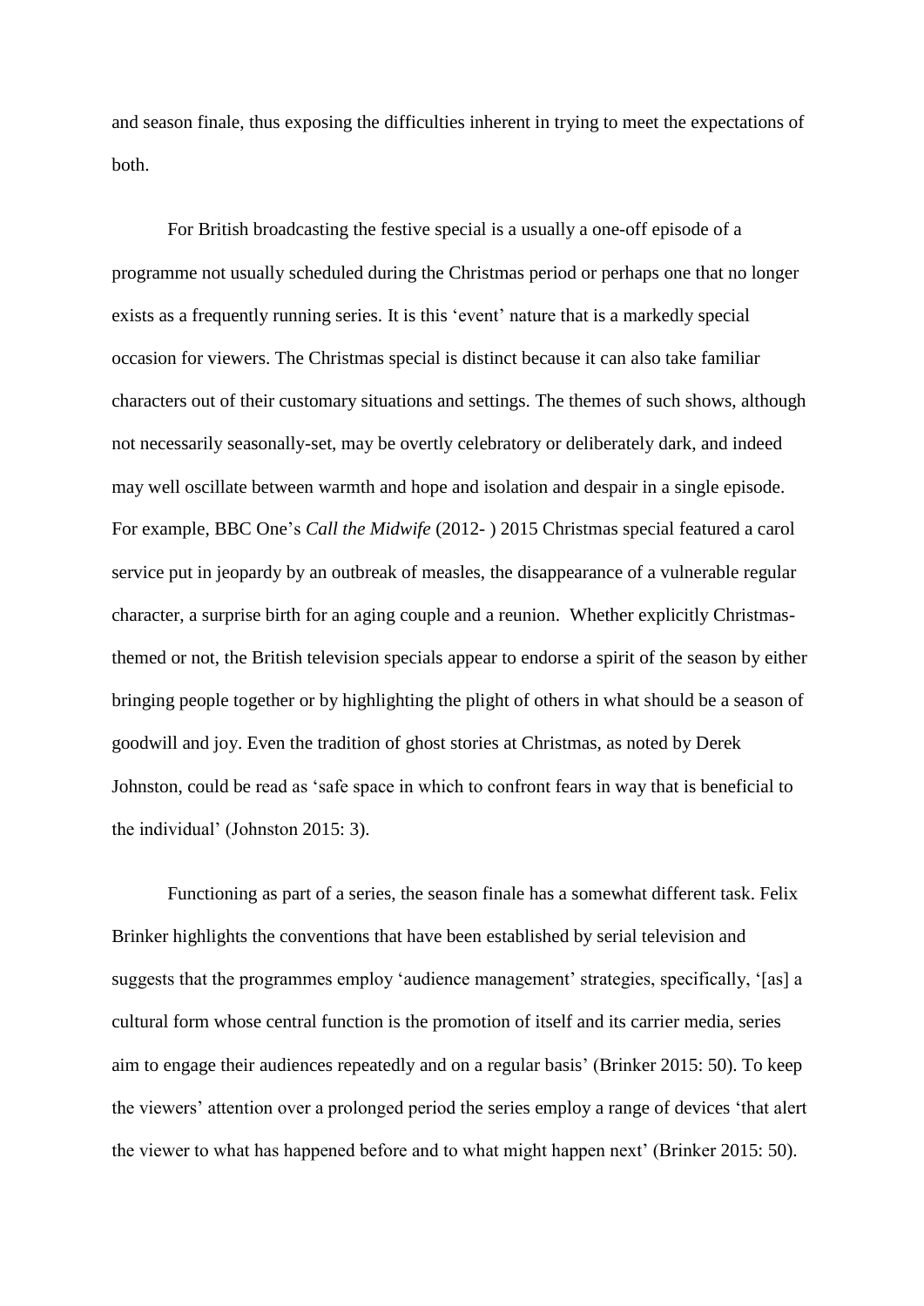and season finale, thus exposing the difficulties inherent in trying to meet the expectations of both.

For British broadcasting the festive special is a usually a one-off episode of a programme not usually scheduled during the Christmas period or perhaps one that no longer exists as a frequently running series. It is this 'event' nature that is a markedly special occasion for viewers. The Christmas special is distinct because it can also take familiar characters out of their customary situations and settings. The themes of such shows, although not necessarily seasonally-set, may be overtly celebratory or deliberately dark, and indeed may well oscillate between warmth and hope and isolation and despair in a single episode. For example, BBC One's *Call the Midwife* (2012- ) 2015 Christmas special featured a carol service put in jeopardy by an outbreak of measles, the disappearance of a vulnerable regular character, a surprise birth for an aging couple and a reunion. Whether explicitly Christmas-themed or not, the British television specials appear to endorse a spirit of the season by either bringing people together or by highlighting the plight of others in what should be a season of goodwill and joy. Even the tradition of ghost stories at Christmas, as noted by Derek Johnston, could be read as 'safe space in which to confront fears in way that is beneficial to the individual' (Johnston 2015: 3).

Functioning as part of a series, the season finale has a somewhat different task. Felix Brinker highlights the conventions that have been established by serial television and suggests that the programmes employ 'audience management' strategies, specifically, '[as] a cultural form whose central function is the promotion of itself and its carrier media, series aim to engage their audiences repeatedly and on a regular basis' (Brinker 2015: 50). To keep the viewers' attention over a prolonged period the series employ a range of devices 'that alert the viewer to what has happened before and to what might happen next' (Brinker 2015: 50).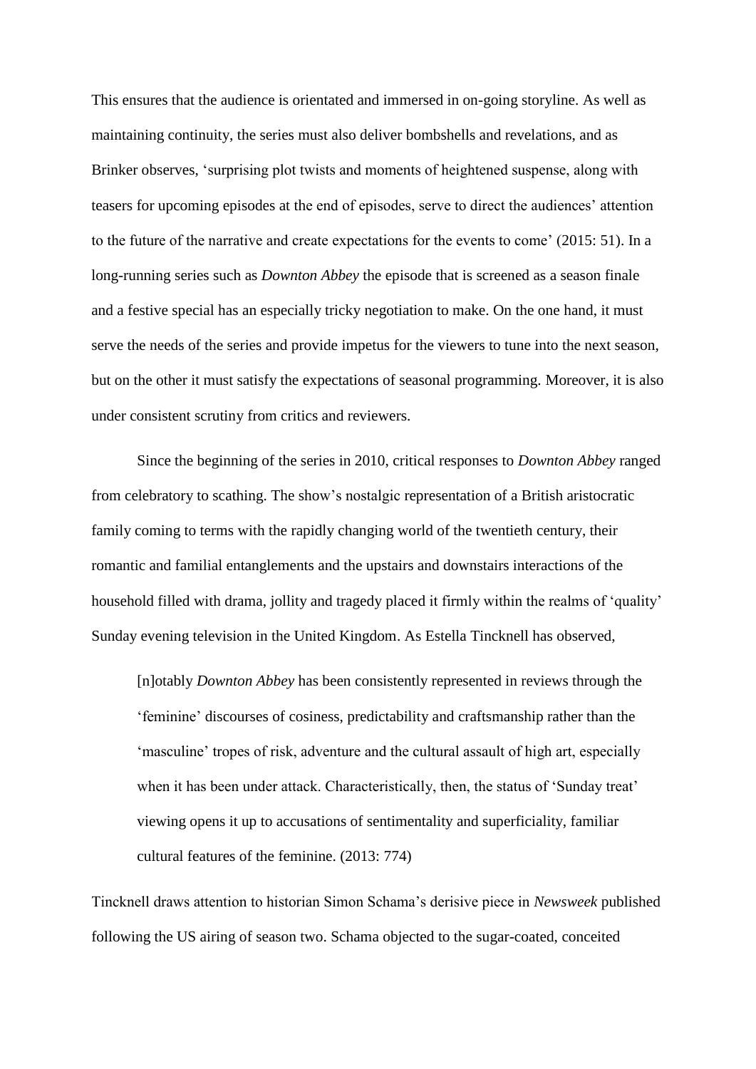This ensures that the audience is orientated and immersed in on-going storyline. As well as maintaining continuity, the series must also deliver bombshells and revelations, and as Brinker observes, 'surprising plot twists and moments of heightened suspense, along with teasers for upcoming episodes at the end of episodes, serve to direct the audiences' attention to the future of the narrative and create expectations for the events to come' (2015: 51). In a long-running series such as *Downton Abbey* the episode that is screened as a season finale and a festive special has an especially tricky negotiation to make. On the one hand, it must serve the needs of the series and provide impetus for the viewers to tune into the next season, but on the other it must satisfy the expectations of seasonal programming. Moreover, it is also under consistent scrutiny from critics and reviewers.

Since the beginning of the series in 2010, critical responses to *Downton Abbey* ranged from celebratory to scathing. The show's nostalgic representation of a British aristocratic family coming to terms with the rapidly changing world of the twentieth century, their romantic and familial entanglements and the upstairs and downstairs interactions of the household filled with drama, jollity and tragedy placed it firmly within the realms of 'quality' Sunday evening television in the United Kingdom. As Estella Tincknell has observed,

> [n]otably *Downton Abbey* has been consistently represented in reviews through the 'feminine' discourses of cosiness, predictability and craftsmanship rather than the 'masculine' tropes of risk, adventure and the cultural assault of high art, especially when it has been under attack. Characteristically, then, the status of 'Sunday treat' viewing opens it up to accusations of sentimentality and superficiality, familiar cultural features of the feminine. (2013: 774)

Tincknell draws attention to historian Simon Schama's derisive piece in *Newsweek* published following the US airing of season two. Schama objected to the sugar-coated, conceited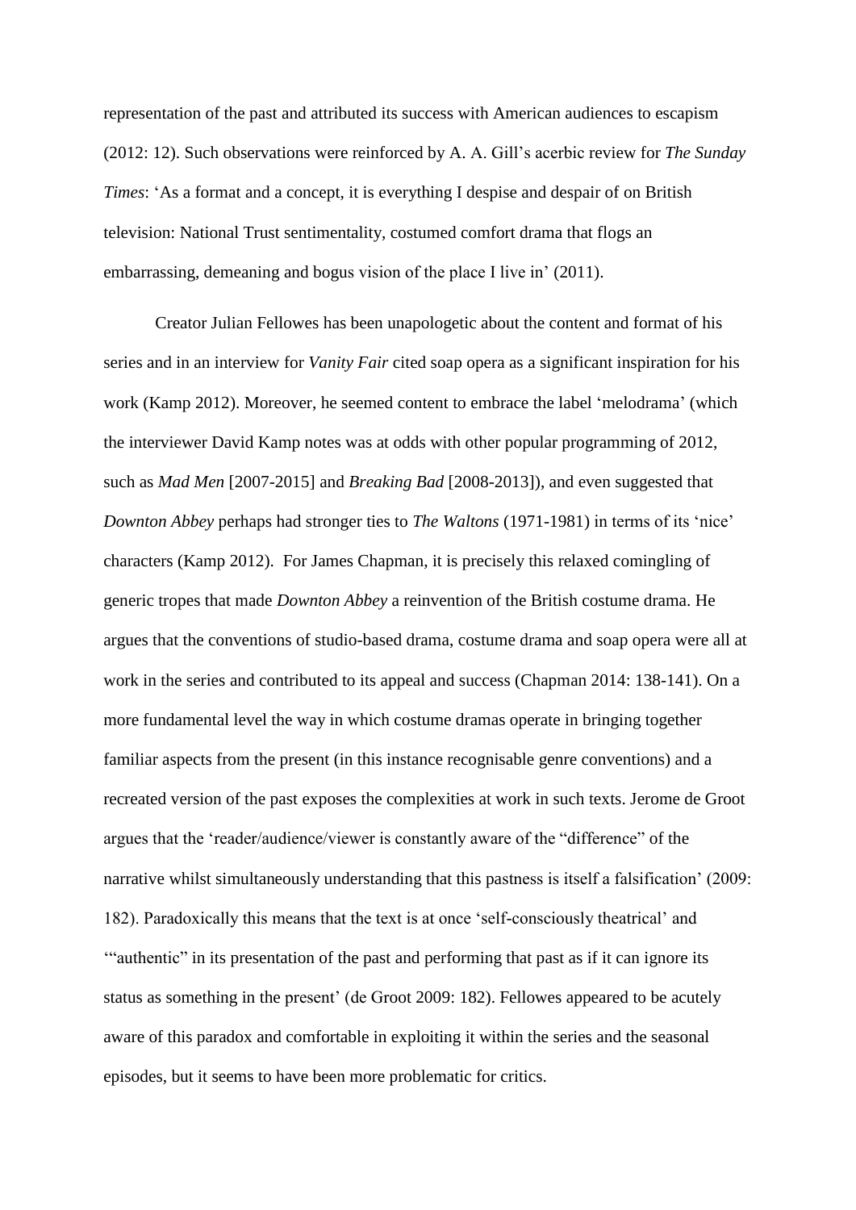representation of the past and attributed its success with American audiences to escapism (2012: 12). Such observations were reinforced by A. A. Gill's acerbic review for *The Sunday Times*: 'As a format and a concept, it is everything I despise and despair of on British television: National Trust sentimentality, costumed comfort drama that flogs an embarrassing, demeaning and bogus vision of the place I live in' (2011).

Creator Julian Fellowes has been unapologetic about the content and format of his series and in an interview for *Vanity Fair* cited soap opera as a significant inspiration for his work (Kamp 2012). Moreover, he seemed content to embrace the label 'melodrama' (which the interviewer David Kamp notes was at odds with other popular programming of 2012, such as *Mad Men* [2007-2015] and *Breaking Bad* [2008-2013]), and even suggested that *Downton Abbey* perhaps had stronger ties to *The Waltons* (1971-1981) in terms of its 'nice' characters (Kamp 2012). For James Chapman, it is precisely this relaxed comingling of generic tropes that made *Downton Abbey* a reinvention of the British costume drama. He argues that the conventions of studio-based drama, costume drama and soap opera were all at work in the series and contributed to its appeal and success (Chapman 2014: 138-141). On a more fundamental level the way in which costume dramas operate in bringing together familiar aspects from the present (in this instance recognisable genre conventions) and a recreated version of the past exposes the complexities at work in such texts. Jerome de Groot argues that the 'reader/audience/viewer is constantly aware of the "difference" of the narrative whilst simultaneously understanding that this pastness is itself a falsification' (2009: 182). Paradoxically this means that the text is at once 'self-consciously theatrical' and '"authentic" in its presentation of the past and performing that past as if it can ignore its status as something in the present' (de Groot 2009: 182). Fellowes appeared to be acutely aware of this paradox and comfortable in exploiting it within the series and the seasonal episodes, but it seems to have been more problematic for critics.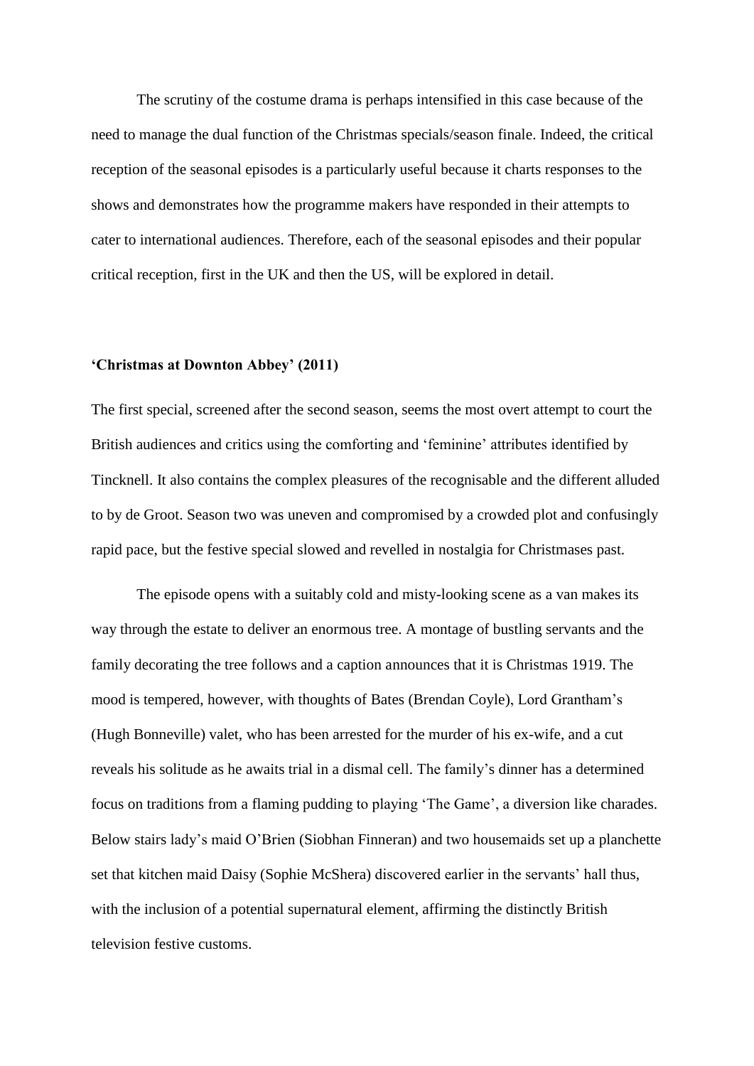The scrutiny of the costume drama is perhaps intensified in this case because of the need to manage the dual function of the Christmas specials/season finale. Indeed, the critical reception of the seasonal episodes is a particularly useful because it charts responses to the shows and demonstrates how the programme makers have responded in their attempts to cater to international audiences. Therefore, each of the seasonal episodes and their popular critical reception, first in the UK and then the US, will be explored in detail.

### 'Christmas at Downton Abbey' (2011)

The first special, screened after the second season, seems the most overt attempt to court the British audiences and critics using the comforting and 'feminine' attributes identified by Tincknell. It also contains the complex pleasures of the recognisable and the different alluded to by de Groot. Season two was uneven and compromised by a crowded plot and confusingly rapid pace, but the festive special slowed and revelled in nostalgia for Christmases past.

The episode opens with a suitably cold and misty-looking scene as a van makes its way through the estate to deliver an enormous tree. A montage of bustling servants and the family decorating the tree follows and a caption announces that it is Christmas 1919. The mood is tempered, however, with thoughts of Bates (Brendan Coyle), Lord Grantham's (Hugh Bonneville) valet, who has been arrested for the murder of his ex-wife, and a cut reveals his solitude as he awaits trial in a dismal cell. The family's dinner has a determined focus on traditions from a flaming pudding to playing 'The Game', a diversion like charades. Below stairs lady's maid O'Brien (Siobhan Finneran) and two housemaids set up a planchette set that kitchen maid Daisy (Sophie McShera) discovered earlier in the servants' hall thus, with the inclusion of a potential supernatural element, affirming the distinctly British television festive customs.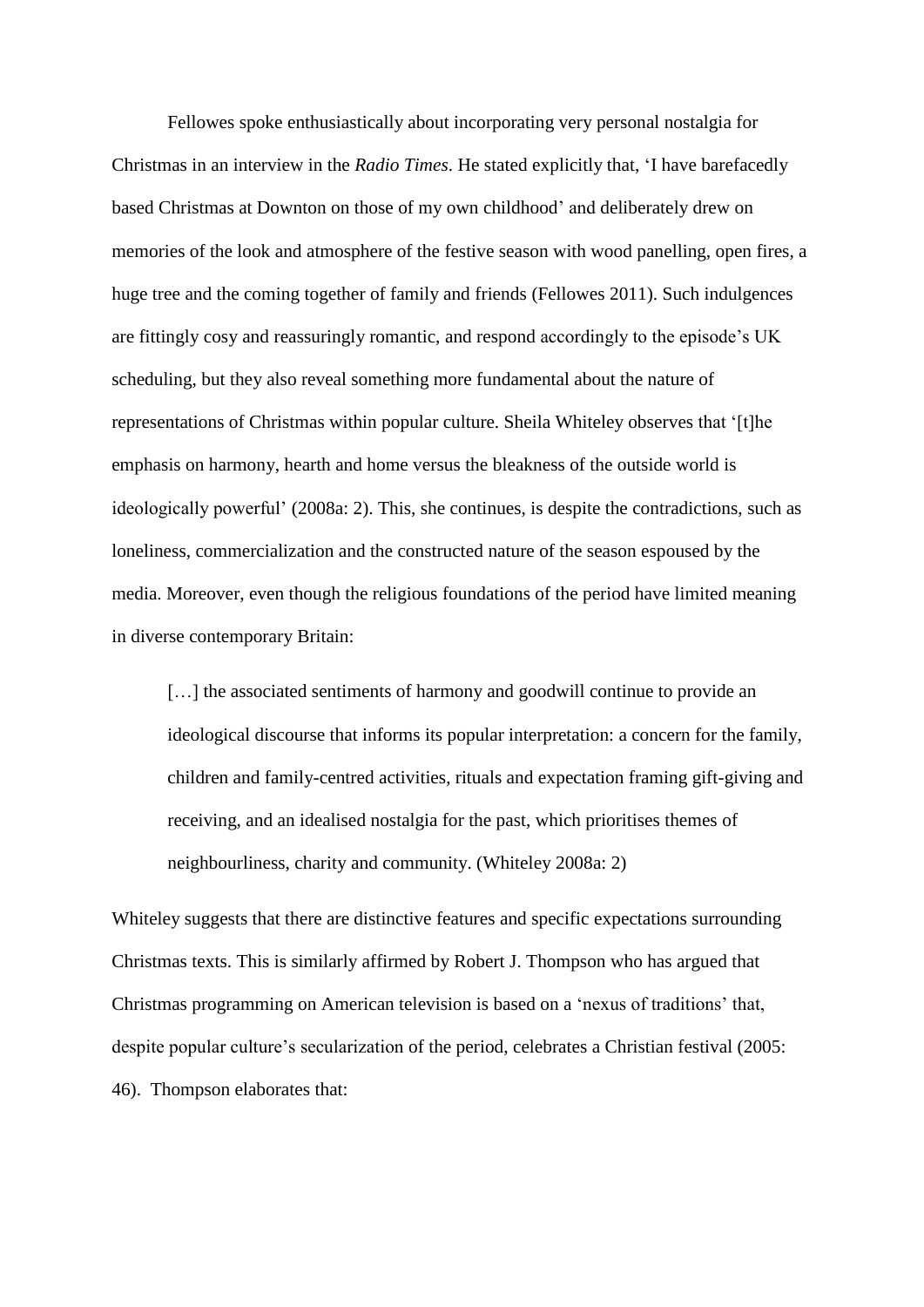Fellowes spoke enthusiastically about incorporating very personal nostalgia for Christmas in an interview in the *Radio Times*. He stated explicitly that, 'I have barefacedly based Christmas at Downton on those of my own childhood' and deliberately drew on memories of the look and atmosphere of the festive season with wood panelling, open fires, a huge tree and the coming together of family and friends (Fellowes 2011). Such indulgences are fittingly cosy and reassuringly romantic, and respond accordingly to the episode's UK scheduling, but they also reveal something more fundamental about the nature of representations of Christmas within popular culture. Sheila Whiteley observes that '[t]he emphasis on harmony, hearth and home versus the bleakness of the outside world is ideologically powerful' (2008a: 2). This, she continues, is despite the contradictions, such as loneliness, commercialization and the constructed nature of the season espoused by the media. Moreover, even though the religious foundations of the period have limited meaning in diverse contemporary Britain:

> […] the associated sentiments of harmony and goodwill continue to provide an ideological discourse that informs its popular interpretation: a concern for the family, children and family-centred activities, rituals and expectation framing gift-giving and receiving, and an idealised nostalgia for the past, which prioritises themes of neighbourliness, charity and community. (Whiteley 2008a: 2)

Whiteley suggests that there are distinctive features and specific expectations surrounding Christmas texts. This is similarly affirmed by Robert J. Thompson who has argued that Christmas programming on American television is based on a 'nexus of traditions' that, despite popular culture's secularization of the period, celebrates a Christian festival (2005: 46). Thompson elaborates that: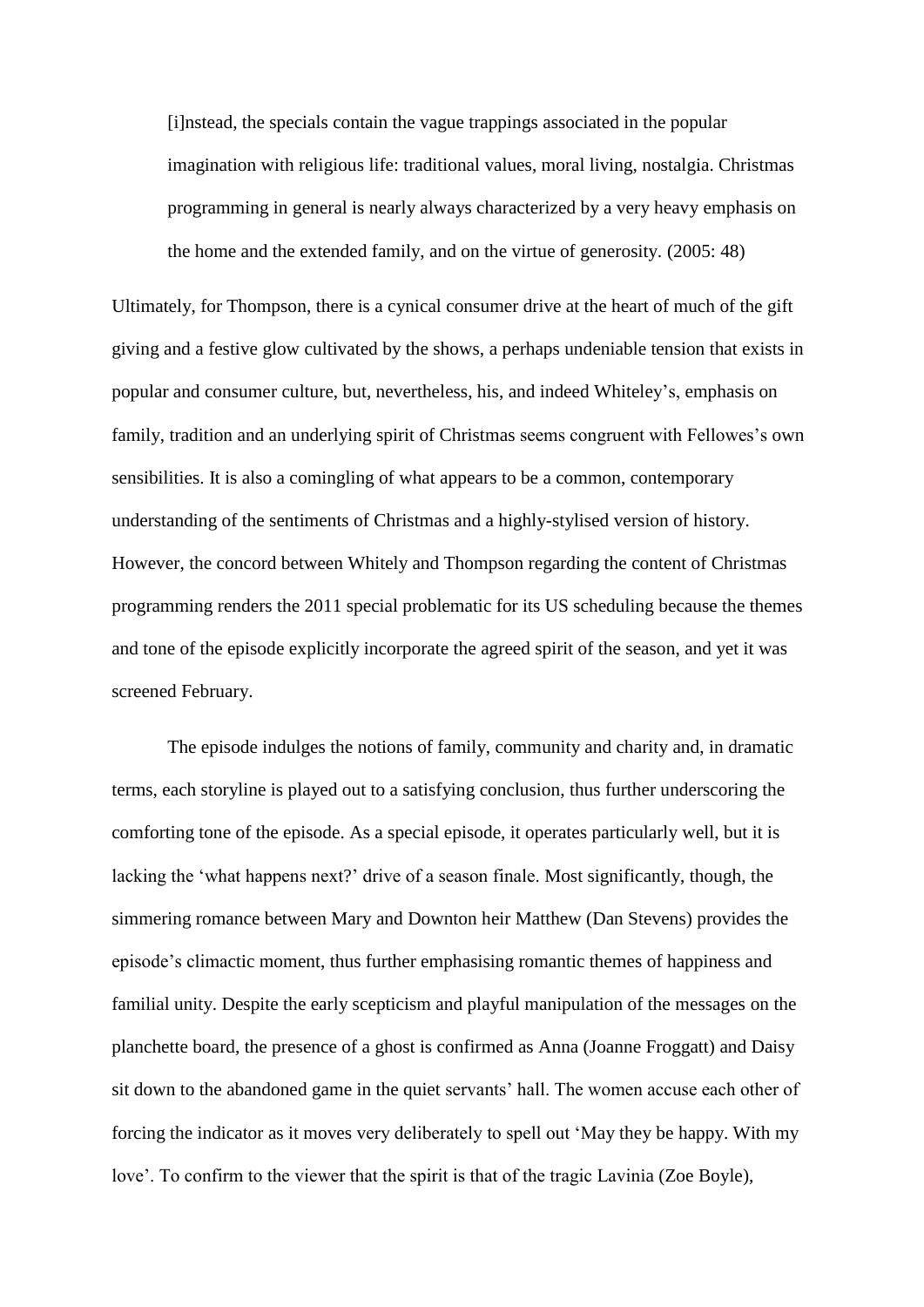> [i]nstead, the specials contain the vague trappings associated in the popular imagination with religious life: traditional values, moral living, nostalgia. Christmas programming in general is nearly always characterized by a very heavy emphasis on the home and the extended family, and on the virtue of generosity. (2005: 48)

Ultimately, for Thompson, there is a cynical consumer drive at the heart of much of the gift giving and a festive glow cultivated by the shows, a perhaps undeniable tension that exists in popular and consumer culture, but, nevertheless, his, and indeed Whiteley's, emphasis on family, tradition and an underlying spirit of Christmas seems congruent with Fellowes's own sensibilities. It is also a comingling of what appears to be a common, contemporary understanding of the sentiments of Christmas and a highly-stylised version of history. However, the concord between Whitely and Thompson regarding the content of Christmas programming renders the 2011 special problematic for its US scheduling because the themes and tone of the episode explicitly incorporate the agreed spirit of the season, and yet it was screened February.

The episode indulges the notions of family, community and charity and, in dramatic terms, each storyline is played out to a satisfying conclusion, thus further underscoring the comforting tone of the episode. As a special episode, it operates particularly well, but it is lacking the 'what happens next?' drive of a season finale. Most significantly, though, the simmering romance between Mary and Downton heir Matthew (Dan Stevens) provides the episode's climactic moment, thus further emphasising romantic themes of happiness and familial unity. Despite the early scepticism and playful manipulation of the messages on the planchette board, the presence of a ghost is confirmed as Anna (Joanne Froggatt) and Daisy sit down to the abandoned game in the quiet servants' hall. The women accuse each other of forcing the indicator as it moves very deliberately to spell out 'May they be happy. With my love'. To confirm to the viewer that the spirit is that of the tragic Lavinia (Zoe Boyle),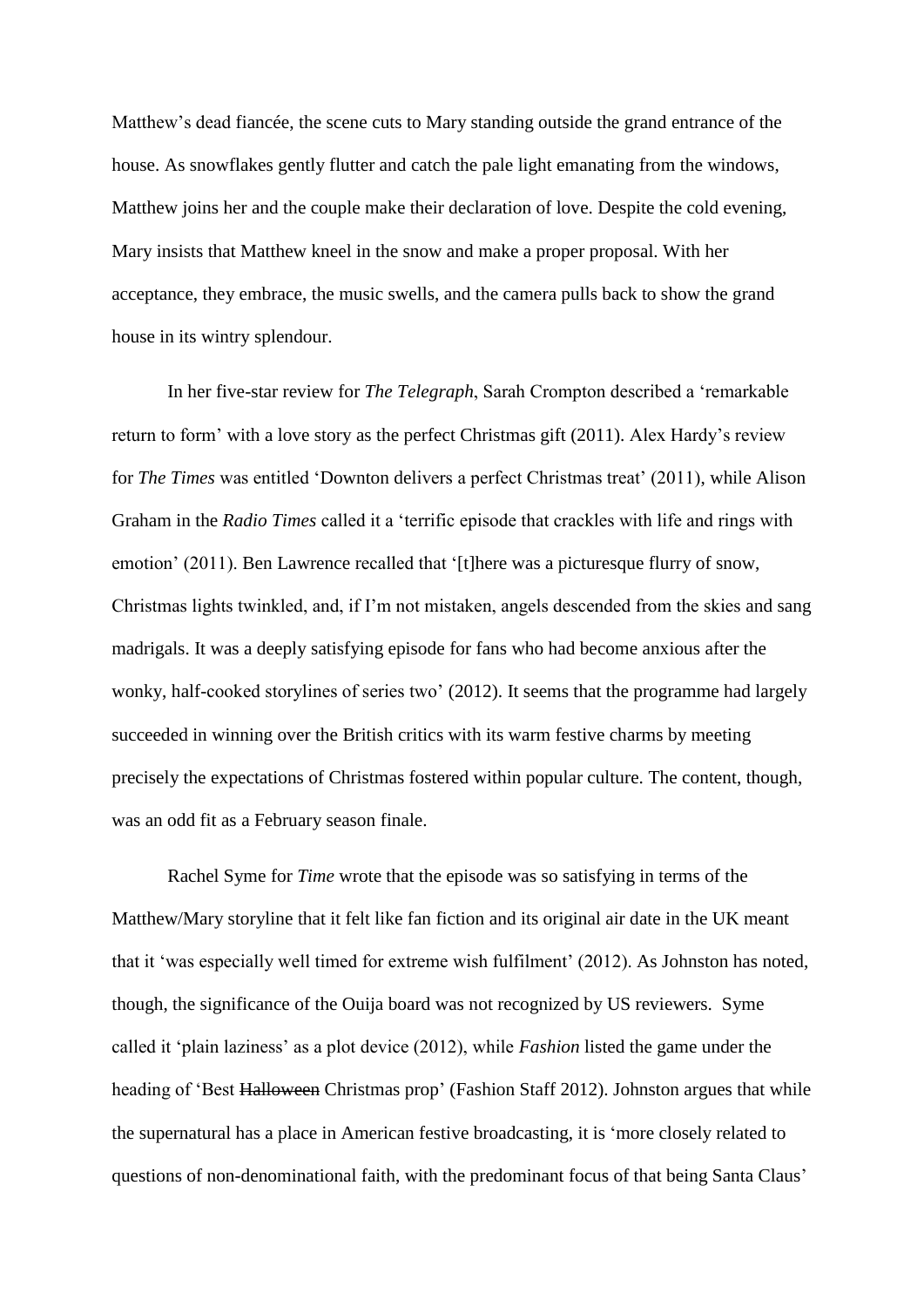Matthew's dead fiancée, the scene cuts to Mary standing outside the grand entrance of the house. As snowflakes gently flutter and catch the pale light emanating from the windows, Matthew joins her and the couple make their declaration of love. Despite the cold evening, Mary insists that Matthew kneel in the snow and make a proper proposal. With her acceptance, they embrace, the music swells, and the camera pulls back to show the grand house in its wintry splendour.

In her five-star review for *The Telegraph*, Sarah Crompton described a 'remarkable return to form' with a love story as the perfect Christmas gift (2011). Alex Hardy's review for *The Times* was entitled 'Downton delivers a perfect Christmas treat' (2011), while Alison Graham in the *Radio Times* called it a 'terrific episode that crackles with life and rings with emotion' (2011). Ben Lawrence recalled that '[t]here was a picturesque flurry of snow, Christmas lights twinkled, and, if I'm not mistaken, angels descended from the skies and sang madrigals. It was a deeply satisfying episode for fans who had become anxious after the wonky, half-cooked storylines of series two' (2012). It seems that the programme had largely succeeded in winning over the British critics with its warm festive charms by meeting precisely the expectations of Christmas fostered within popular culture. The content, though, was an odd fit as a February season finale.

Rachel Syme for *Time* wrote that the episode was so satisfying in terms of the Matthew/Mary storyline that it felt like fan fiction and its original air date in the UK meant that it 'was especially well timed for extreme wish fulfilment' (2012). As Johnston has noted, though, the significance of the Ouija board was not recognized by US reviewers. Syme called it 'plain laziness' as a plot device (2012), while *Fashion* listed the game under the heading of 'Best ~~Halloween~~ Christmas prop' (Fashion Staff 2012). Johnston argues that while the supernatural has a place in American festive broadcasting, it is 'more closely related to questions of non-denominational faith, with the predominant focus of that being Santa Claus'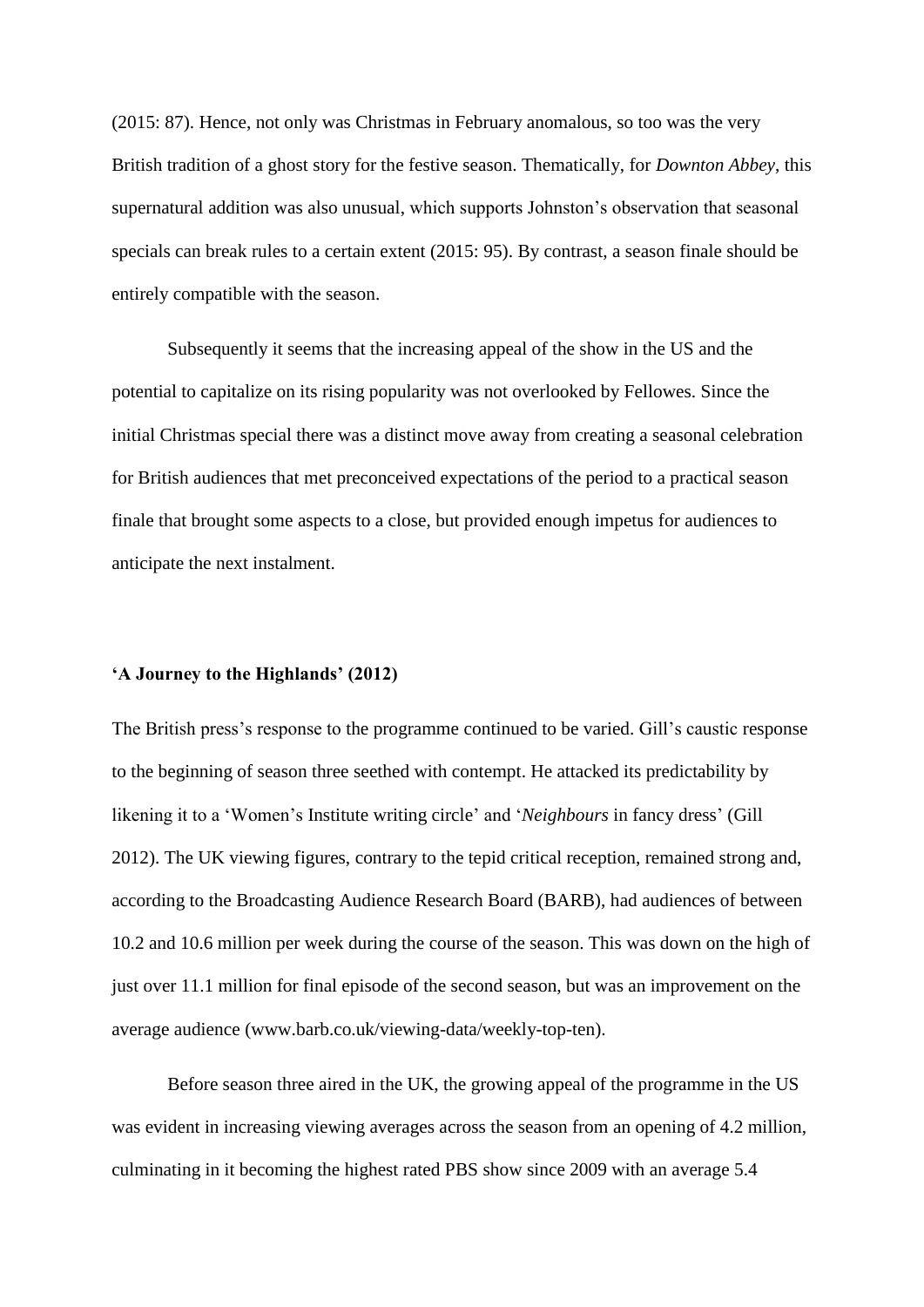(2015: 87). Hence, not only was Christmas in February anomalous, so too was the very British tradition of a ghost story for the festive season. Thematically, for *Downton Abbey*, this supernatural addition was also unusual, which supports Johnston's observation that seasonal specials can break rules to a certain extent (2015: 95). By contrast, a season finale should be entirely compatible with the season.

Subsequently it seems that the increasing appeal of the show in the US and the potential to capitalize on its rising popularity was not overlooked by Fellowes. Since the initial Christmas special there was a distinct move away from creating a seasonal celebration for British audiences that met preconceived expectations of the period to a practical season finale that brought some aspects to a close, but provided enough impetus for audiences to anticipate the next instalment.

### 'A Journey to the Highlands' (2012)

The British press's response to the programme continued to be varied. Gill's caustic response to the beginning of season three seethed with contempt. He attacked its predictability by likening it to a 'Women's Institute writing circle' and '*Neighbours* in fancy dress' (Gill 2012). The UK viewing figures, contrary to the tepid critical reception, remained strong and, according to the Broadcasting Audience Research Board (BARB), had audiences of between 10.2 and 10.6 million per week during the course of the season. This was down on the high of just over 11.1 million for final episode of the second season, but was an improvement on the average audience (www.barb.co.uk/viewing-data/weekly-top-ten).

Before season three aired in the UK, the growing appeal of the programme in the US was evident in increasing viewing averages across the season from an opening of 4.2 million, culminating in it becoming the highest rated PBS show since 2009 with an average 5.4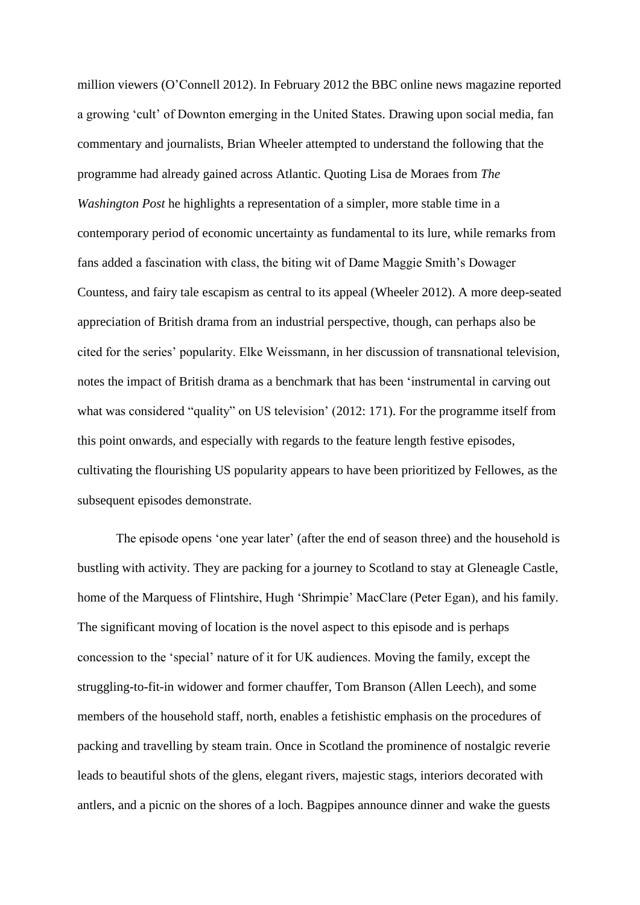million viewers (O'Connell 2012). In February 2012 the BBC online news magazine reported a growing 'cult' of Downton emerging in the United States. Drawing upon social media, fan commentary and journalists, Brian Wheeler attempted to understand the following that the programme had already gained across Atlantic. Quoting Lisa de Moraes from *The Washington Post* he highlights a representation of a simpler, more stable time in a contemporary period of economic uncertainty as fundamental to its lure, while remarks from fans added a fascination with class, the biting wit of Dame Maggie Smith's Dowager Countess, and fairy tale escapism as central to its appeal (Wheeler 2012). A more deep-seated appreciation of British drama from an industrial perspective, though, can perhaps also be cited for the series' popularity. Elke Weissmann, in her discussion of transnational television, notes the impact of British drama as a benchmark that has been 'instrumental in carving out what was considered "quality" on US television' (2012: 171). For the programme itself from this point onwards, and especially with regards to the feature length festive episodes, cultivating the flourishing US popularity appears to have been prioritized by Fellowes, as the subsequent episodes demonstrate.

The episode opens 'one year later' (after the end of season three) and the household is bustling with activity. They are packing for a journey to Scotland to stay at Gleneagle Castle, home of the Marquess of Flintshire, Hugh 'Shrimpie' MacClare (Peter Egan), and his family. The significant moving of location is the novel aspect to this episode and is perhaps concession to the 'special' nature of it for UK audiences. Moving the family, except the struggling-to-fit-in widower and former chauffer, Tom Branson (Allen Leech), and some members of the household staff, north, enables a fetishistic emphasis on the procedures of packing and travelling by steam train. Once in Scotland the prominence of nostalgic reverie leads to beautiful shots of the glens, elegant rivers, majestic stags, interiors decorated with antlers, and a picnic on the shores of a loch. Bagpipes announce dinner and wake the guests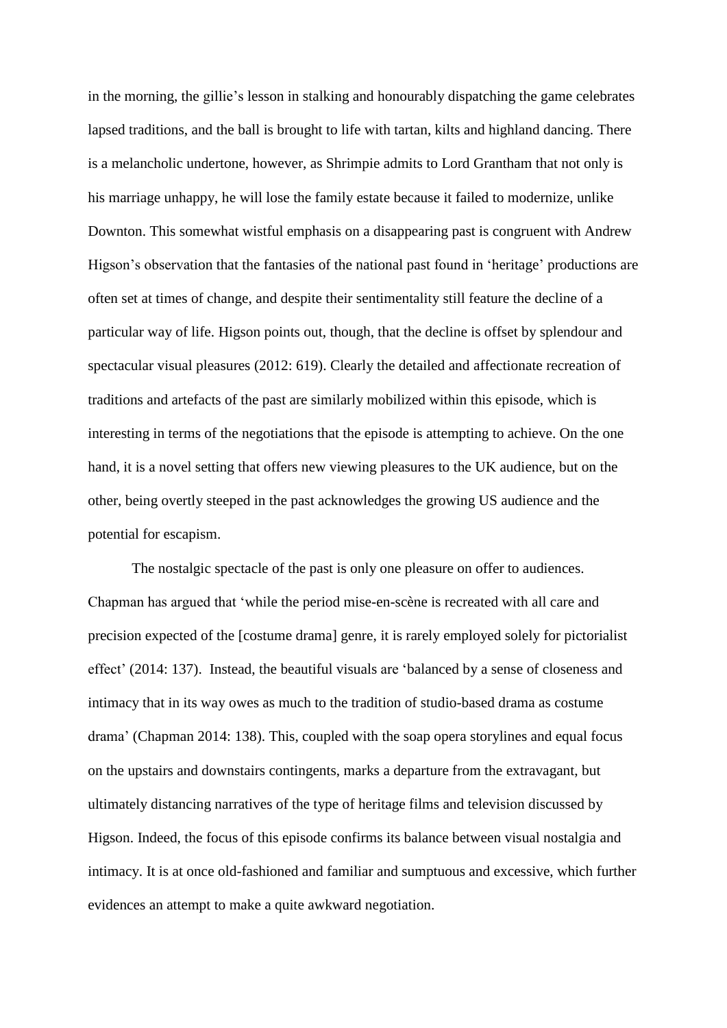in the morning, the gillie's lesson in stalking and honourably dispatching the game celebrates lapsed traditions, and the ball is brought to life with tartan, kilts and highland dancing. There is a melancholic undertone, however, as Shrimpie admits to Lord Grantham that not only is his marriage unhappy, he will lose the family estate because it failed to modernize, unlike Downton. This somewhat wistful emphasis on a disappearing past is congruent with Andrew Higson's observation that the fantasies of the national past found in 'heritage' productions are often set at times of change, and despite their sentimentality still feature the decline of a particular way of life. Higson points out, though, that the decline is offset by splendour and spectacular visual pleasures (2012: 619). Clearly the detailed and affectionate recreation of traditions and artefacts of the past are similarly mobilized within this episode, which is interesting in terms of the negotiations that the episode is attempting to achieve. On the one hand, it is a novel setting that offers new viewing pleasures to the UK audience, but on the other, being overtly steeped in the past acknowledges the growing US audience and the potential for escapism.

The nostalgic spectacle of the past is only one pleasure on offer to audiences. Chapman has argued that 'while the period mise-en-scène is recreated with all care and precision expected of the [costume drama] genre, it is rarely employed solely for pictorialist effect' (2014: 137). Instead, the beautiful visuals are 'balanced by a sense of closeness and intimacy that in its way owes as much to the tradition of studio-based drama as costume drama' (Chapman 2014: 138). This, coupled with the soap opera storylines and equal focus on the upstairs and downstairs contingents, marks a departure from the extravagant, but ultimately distancing narratives of the type of heritage films and television discussed by Higson. Indeed, the focus of this episode confirms its balance between visual nostalgia and intimacy. It is at once old-fashioned and familiar and sumptuous and excessive, which further evidences an attempt to make a quite awkward negotiation.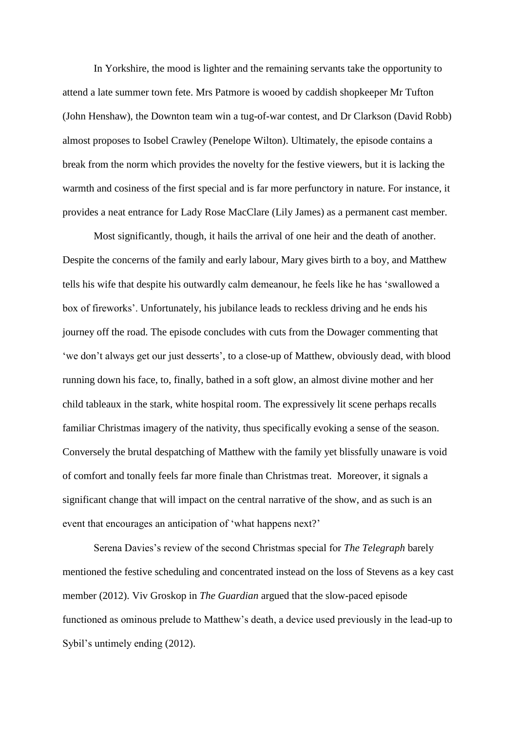In Yorkshire, the mood is lighter and the remaining servants take the opportunity to attend a late summer town fete. Mrs Patmore is wooed by caddish shopkeeper Mr Tufton (John Henshaw), the Downton team win a tug-of-war contest, and Dr Clarkson (David Robb) almost proposes to Isobel Crawley (Penelope Wilton). Ultimately, the episode contains a break from the norm which provides the novelty for the festive viewers, but it is lacking the warmth and cosiness of the first special and is far more perfunctory in nature. For instance, it provides a neat entrance for Lady Rose MacClare (Lily James) as a permanent cast member.

Most significantly, though, it hails the arrival of one heir and the death of another. Despite the concerns of the family and early labour, Mary gives birth to a boy, and Matthew tells his wife that despite his outwardly calm demeanour, he feels like he has 'swallowed a box of fireworks'. Unfortunately, his jubilance leads to reckless driving and he ends his journey off the road. The episode concludes with cuts from the Dowager commenting that 'we don't always get our just desserts', to a close-up of Matthew, obviously dead, with blood running down his face, to, finally, bathed in a soft glow, an almost divine mother and her child tableaux in the stark, white hospital room. The expressively lit scene perhaps recalls familiar Christmas imagery of the nativity, thus specifically evoking a sense of the season. Conversely the brutal despatching of Matthew with the family yet blissfully unaware is void of comfort and tonally feels far more finale than Christmas treat. Moreover, it signals a significant change that will impact on the central narrative of the show, and as such is an event that encourages an anticipation of 'what happens next?'

Serena Davies's review of the second Christmas special for *The Telegraph* barely mentioned the festive scheduling and concentrated instead on the loss of Stevens as a key cast member (2012). Viv Groskop in *The Guardian* argued that the slow-paced episode functioned as ominous prelude to Matthew's death, a device used previously in the lead-up to Sybil's untimely ending (2012).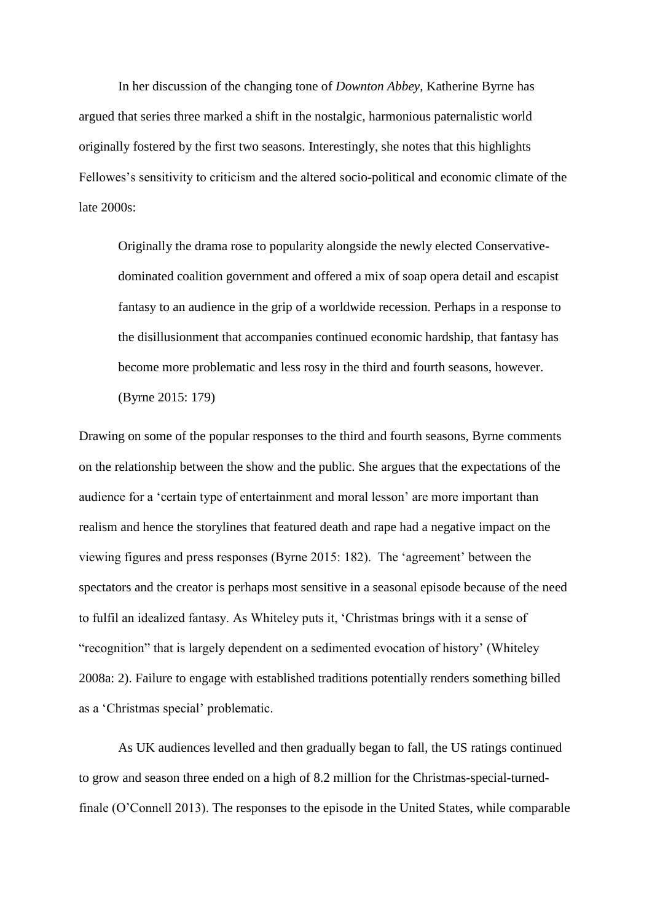In her discussion of the changing tone of *Downton Abbey*, Katherine Byrne has argued that series three marked a shift in the nostalgic, harmonious paternalistic world originally fostered by the first two seasons. Interestingly, she notes that this highlights Fellowes's sensitivity to criticism and the altered socio-political and economic climate of the late 2000s:

> Originally the drama rose to popularity alongside the newly elected Conservative-dominated coalition government and offered a mix of soap opera detail and escapist fantasy to an audience in the grip of a worldwide recession. Perhaps in a response to the disillusionment that accompanies continued economic hardship, that fantasy has become more problematic and less rosy in the third and fourth seasons, however. (Byrne 2015: 179)

Drawing on some of the popular responses to the third and fourth seasons, Byrne comments on the relationship between the show and the public. She argues that the expectations of the audience for a 'certain type of entertainment and moral lesson' are more important than realism and hence the storylines that featured death and rape had a negative impact on the viewing figures and press responses (Byrne 2015: 182). The 'agreement' between the spectators and the creator is perhaps most sensitive in a seasonal episode because of the need to fulfil an idealized fantasy. As Whiteley puts it, 'Christmas brings with it a sense of "recognition" that is largely dependent on a sedimented evocation of history' (Whiteley 2008a: 2). Failure to engage with established traditions potentially renders something billed as a 'Christmas special' problematic.

As UK audiences levelled and then gradually began to fall, the US ratings continued to grow and season three ended on a high of 8.2 million for the Christmas-special-turned-finale (O'Connell 2013). The responses to the episode in the United States, while comparable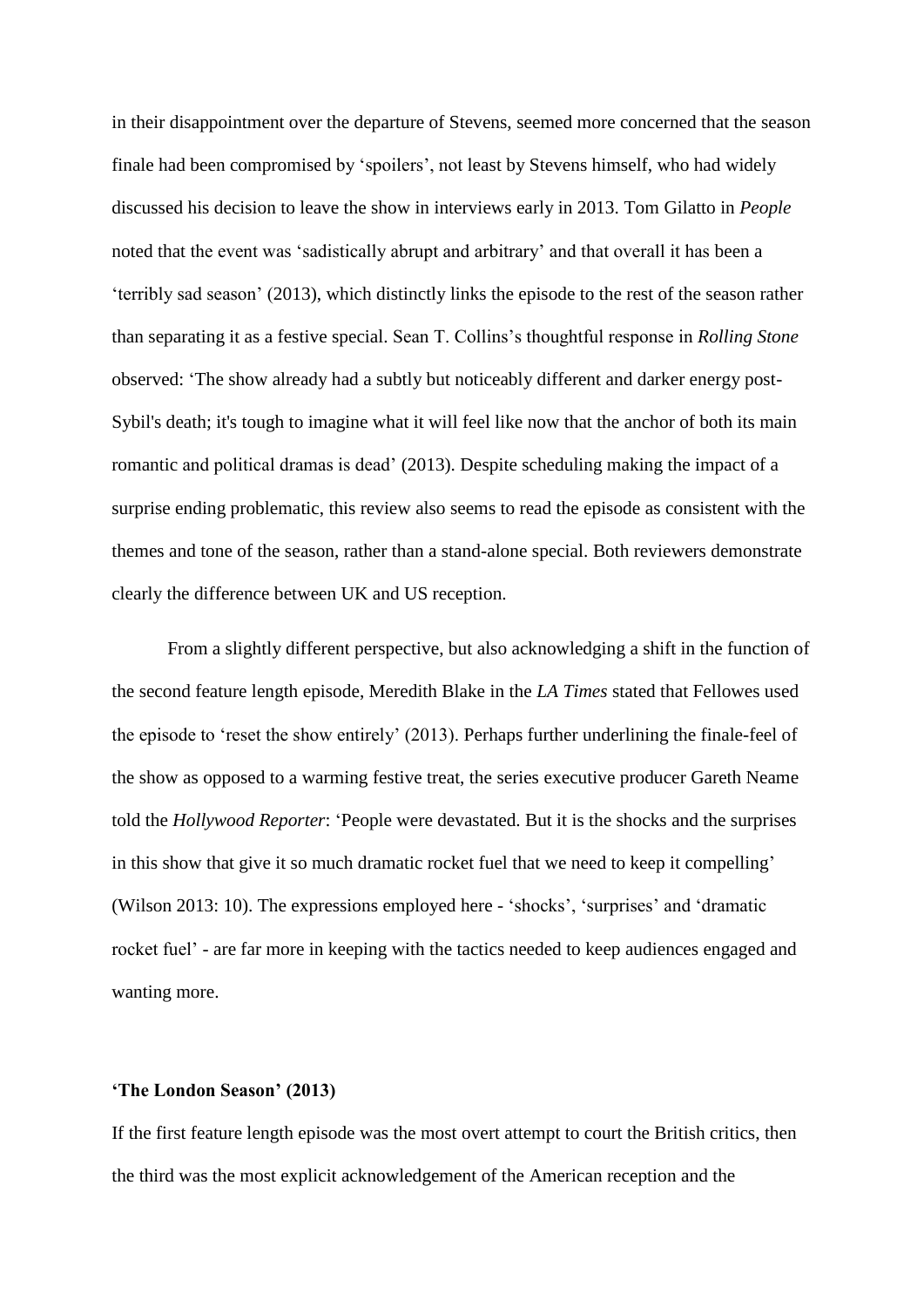in their disappointment over the departure of Stevens, seemed more concerned that the season finale had been compromised by 'spoilers', not least by Stevens himself, who had widely discussed his decision to leave the show in interviews early in 2013. Tom Gilatto in *People* noted that the event was 'sadistically abrupt and arbitrary' and that overall it has been a 'terribly sad season' (2013), which distinctly links the episode to the rest of the season rather than separating it as a festive special. Sean T. Collins's thoughtful response in *Rolling Stone* observed: 'The show already had a subtly but noticeably different and darker energy post-Sybil's death; it's tough to imagine what it will feel like now that the anchor of both its main romantic and political dramas is dead' (2013). Despite scheduling making the impact of a surprise ending problematic, this review also seems to read the episode as consistent with the themes and tone of the season, rather than a stand-alone special. Both reviewers demonstrate clearly the difference between UK and US reception.

From a slightly different perspective, but also acknowledging a shift in the function of the second feature length episode, Meredith Blake in the *LA Times* stated that Fellowes used the episode to 'reset the show entirely' (2013). Perhaps further underlining the finale-feel of the show as opposed to a warming festive treat, the series executive producer Gareth Neame told the *Hollywood Reporter*: 'People were devastated. But it is the shocks and the surprises in this show that give it so much dramatic rocket fuel that we need to keep it compelling' (Wilson 2013: 10). The expressions employed here - 'shocks', 'surprises' and 'dramatic rocket fuel' - are far more in keeping with the tactics needed to keep audiences engaged and wanting more.

**'The London Season' (2013)**

If the first feature length episode was the most overt attempt to court the British critics, then the third was the most explicit acknowledgement of the American reception and the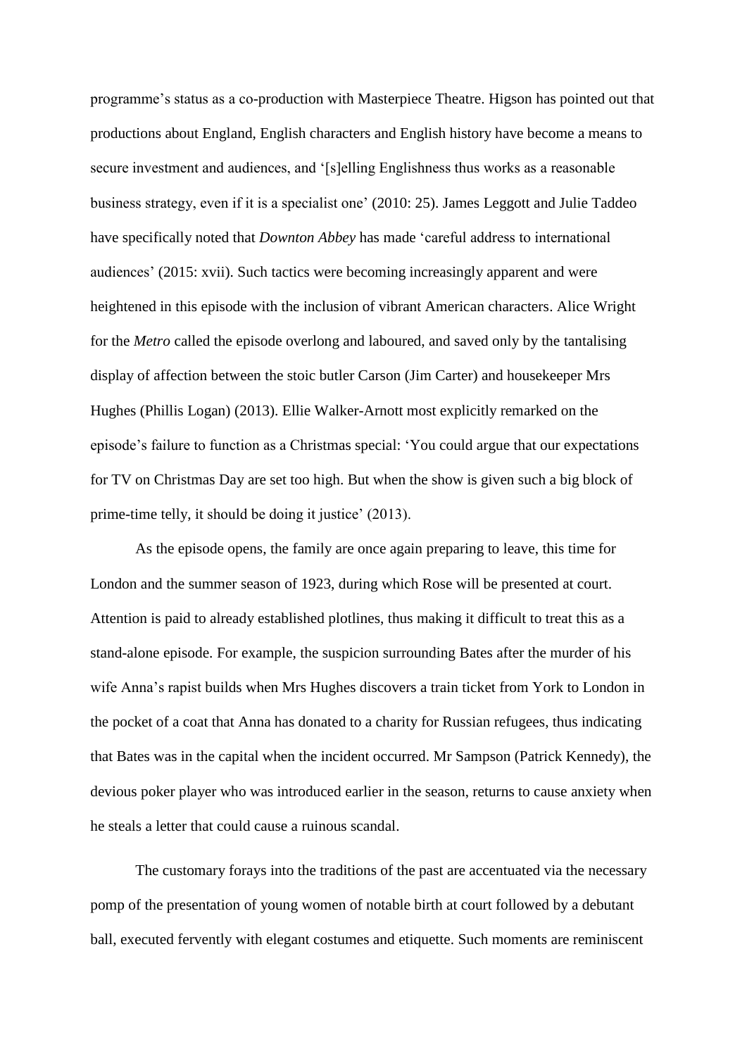programme's status as a co-production with Masterpiece Theatre. Higson has pointed out that productions about England, English characters and English history have become a means to secure investment and audiences, and '[s]elling Englishness thus works as a reasonable business strategy, even if it is a specialist one' (2010: 25). James Leggott and Julie Taddeo have specifically noted that *Downton Abbey* has made 'careful address to international audiences' (2015: xvii). Such tactics were becoming increasingly apparent and were heightened in this episode with the inclusion of vibrant American characters. Alice Wright for the *Metro* called the episode overlong and laboured, and saved only by the tantalising display of affection between the stoic butler Carson (Jim Carter) and housekeeper Mrs Hughes (Phillis Logan) (2013). Ellie Walker-Arnott most explicitly remarked on the episode's failure to function as a Christmas special: 'You could argue that our expectations for TV on Christmas Day are set too high. But when the show is given such a big block of prime-time telly, it should be doing it justice' (2013).

As the episode opens, the family are once again preparing to leave, this time for London and the summer season of 1923, during which Rose will be presented at court. Attention is paid to already established plotlines, thus making it difficult to treat this as a stand-alone episode. For example, the suspicion surrounding Bates after the murder of his wife Anna's rapist builds when Mrs Hughes discovers a train ticket from York to London in the pocket of a coat that Anna has donated to a charity for Russian refugees, thus indicating that Bates was in the capital when the incident occurred. Mr Sampson (Patrick Kennedy), the devious poker player who was introduced earlier in the season, returns to cause anxiety when he steals a letter that could cause a ruinous scandal.

The customary forays into the traditions of the past are accentuated via the necessary pomp of the presentation of young women of notable birth at court followed by a debutant ball, executed fervently with elegant costumes and etiquette. Such moments are reminiscent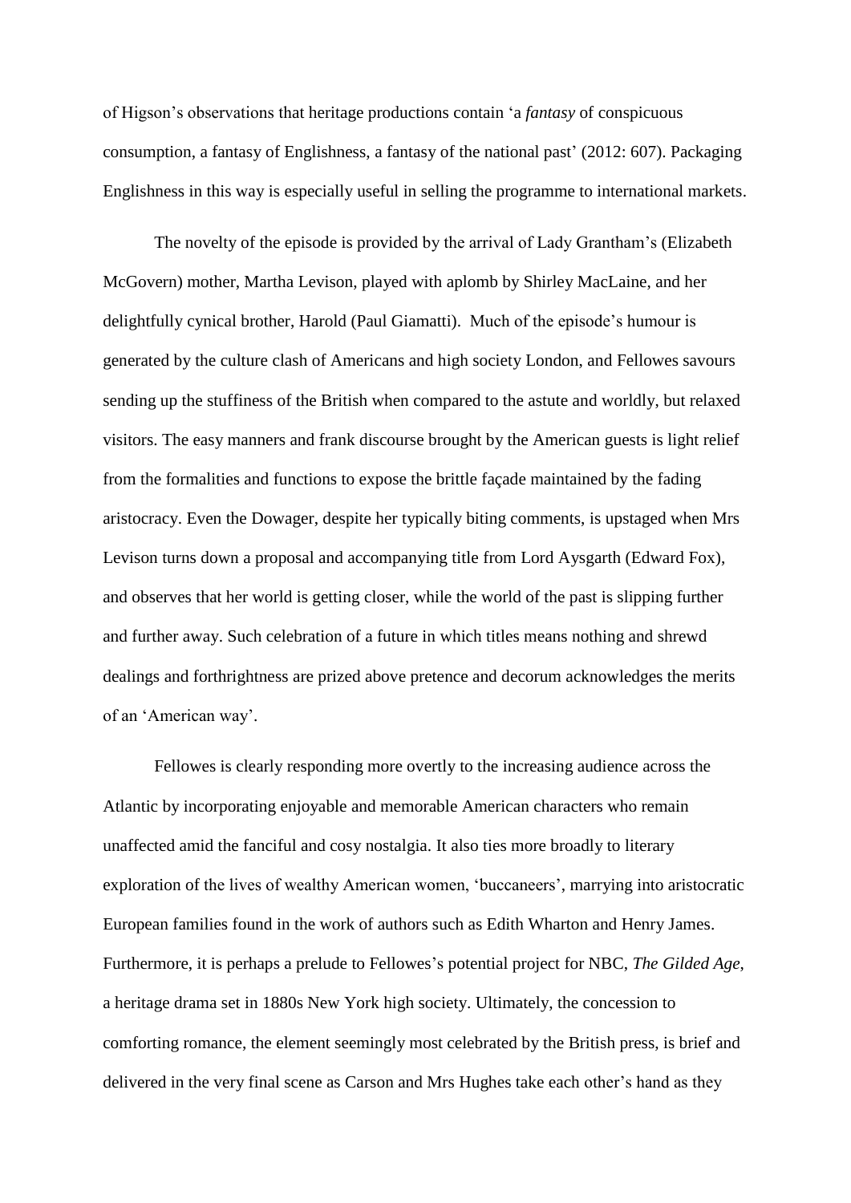of Higson's observations that heritage productions contain 'a *fantasy* of conspicuous consumption, a fantasy of Englishness, a fantasy of the national past' (2012: 607). Packaging Englishness in this way is especially useful in selling the programme to international markets.

The novelty of the episode is provided by the arrival of Lady Grantham's (Elizabeth McGovern) mother, Martha Levison, played with aplomb by Shirley MacLaine, and her delightfully cynical brother, Harold (Paul Giamatti). Much of the episode's humour is generated by the culture clash of Americans and high society London, and Fellowes savours sending up the stuffiness of the British when compared to the astute and worldly, but relaxed visitors. The easy manners and frank discourse brought by the American guests is light relief from the formalities and functions to expose the brittle façade maintained by the fading aristocracy. Even the Dowager, despite her typically biting comments, is upstaged when Mrs Levison turns down a proposal and accompanying title from Lord Aysgarth (Edward Fox), and observes that her world is getting closer, while the world of the past is slipping further and further away. Such celebration of a future in which titles means nothing and shrewd dealings and forthrightness are prized above pretence and decorum acknowledges the merits of an 'American way'.

Fellowes is clearly responding more overtly to the increasing audience across the Atlantic by incorporating enjoyable and memorable American characters who remain unaffected amid the fanciful and cosy nostalgia. It also ties more broadly to literary exploration of the lives of wealthy American women, 'buccaneers', marrying into aristocratic European families found in the work of authors such as Edith Wharton and Henry James. Furthermore, it is perhaps a prelude to Fellowes's potential project for NBC, *The Gilded Age*, a heritage drama set in 1880s New York high society. Ultimately, the concession to comforting romance, the element seemingly most celebrated by the British press, is brief and delivered in the very final scene as Carson and Mrs Hughes take each other's hand as they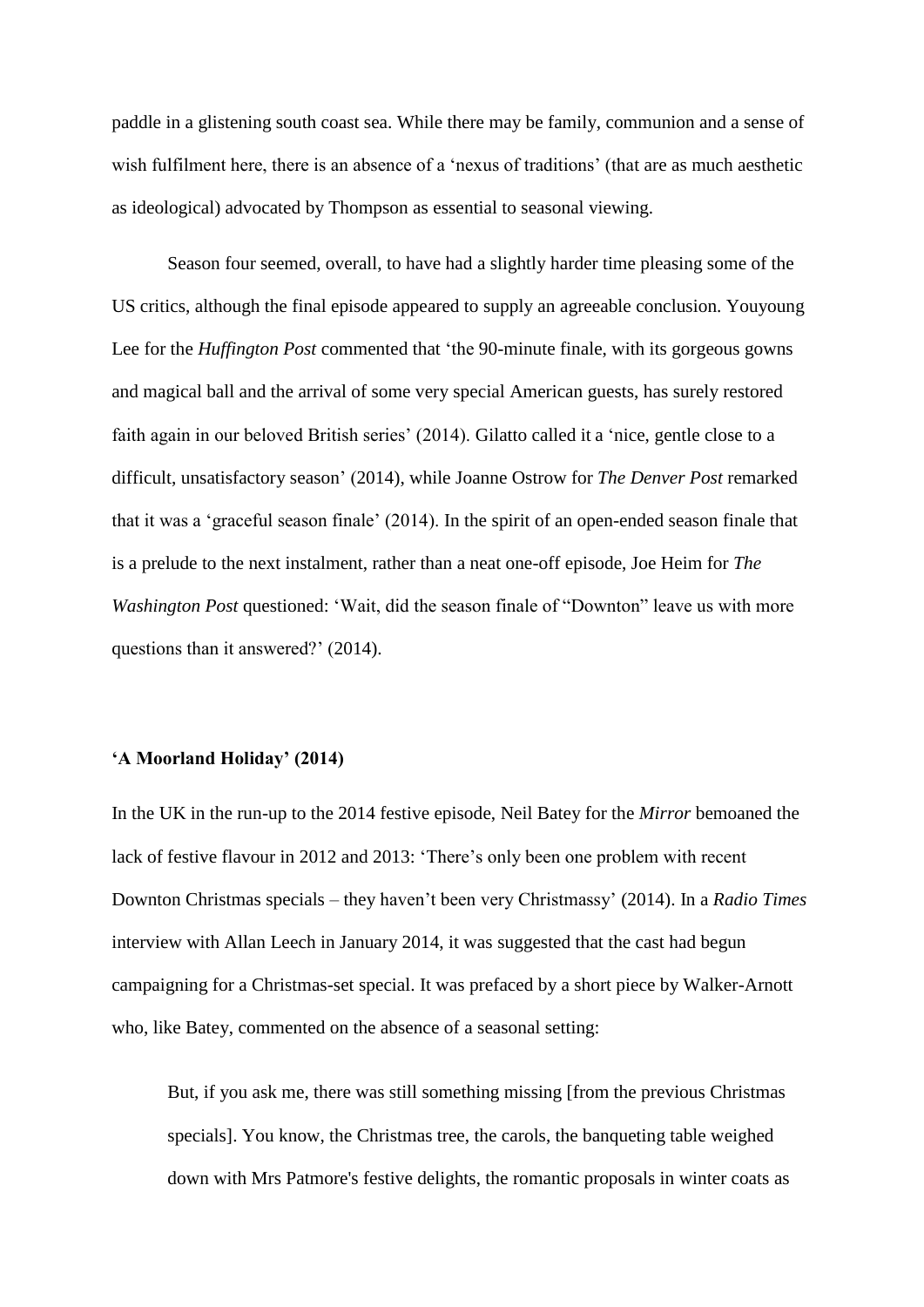paddle in a glistening south coast sea. While there may be family, communion and a sense of wish fulfilment here, there is an absence of a 'nexus of traditions' (that are as much aesthetic as ideological) advocated by Thompson as essential to seasonal viewing.

Season four seemed, overall, to have had a slightly harder time pleasing some of the US critics, although the final episode appeared to supply an agreeable conclusion. Youyoung Lee for the *Huffington Post* commented that 'the 90-minute finale, with its gorgeous gowns and magical ball and the arrival of some very special American guests, has surely restored faith again in our beloved British series' (2014). Gilatto called it a 'nice, gentle close to a difficult, unsatisfactory season' (2014), while Joanne Ostrow for *The Denver Post* remarked that it was a 'graceful season finale' (2014). In the spirit of an open-ended season finale that is a prelude to the next instalment, rather than a neat one-off episode, Joe Heim for *The Washington Post* questioned: 'Wait, did the season finale of "Downton" leave us with more questions than it answered?' (2014).

### 'A Moorland Holiday' (2014)

In the UK in the run-up to the 2014 festive episode, Neil Batey for the *Mirror* bemoaned the lack of festive flavour in 2012 and 2013: 'There's only been one problem with recent Downton Christmas specials – they haven't been very Christmassy' (2014). In a *Radio Times* interview with Allan Leech in January 2014, it was suggested that the cast had begun campaigning for a Christmas-set special. It was prefaced by a short piece by Walker-Arnott who, like Batey, commented on the absence of a seasonal setting:

> But, if you ask me, there was still something missing [from the previous Christmas specials]. You know, the Christmas tree, the carols, the banqueting table weighed down with Mrs Patmore's festive delights, the romantic proposals in winter coats as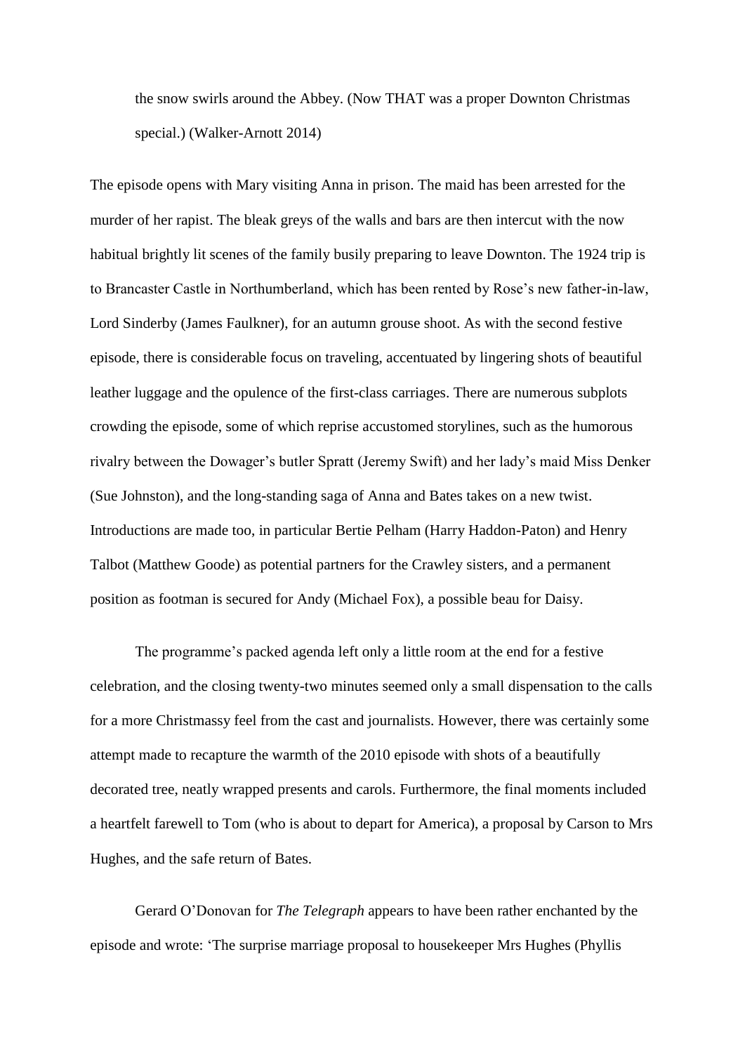the snow swirls around the Abbey. (Now THAT was a proper Downton Christmas special.) (Walker-Arnott 2014)

The episode opens with Mary visiting Anna in prison. The maid has been arrested for the murder of her rapist. The bleak greys of the walls and bars are then intercut with the now habitual brightly lit scenes of the family busily preparing to leave Downton. The 1924 trip is to Brancaster Castle in Northumberland, which has been rented by Rose's new father-in-law, Lord Sinderby (James Faulkner), for an autumn grouse shoot. As with the second festive episode, there is considerable focus on traveling, accentuated by lingering shots of beautiful leather luggage and the opulence of the first-class carriages. There are numerous subplots crowding the episode, some of which reprise accustomed storylines, such as the humorous rivalry between the Dowager's butler Spratt (Jeremy Swift) and her lady's maid Miss Denker (Sue Johnston), and the long-standing saga of Anna and Bates takes on a new twist. Introductions are made too, in particular Bertie Pelham (Harry Haddon-Paton) and Henry Talbot (Matthew Goode) as potential partners for the Crawley sisters, and a permanent position as footman is secured for Andy (Michael Fox), a possible beau for Daisy.

The programme's packed agenda left only a little room at the end for a festive celebration, and the closing twenty-two minutes seemed only a small dispensation to the calls for a more Christmassy feel from the cast and journalists. However, there was certainly some attempt made to recapture the warmth of the 2010 episode with shots of a beautifully decorated tree, neatly wrapped presents and carols. Furthermore, the final moments included a heartfelt farewell to Tom (who is about to depart for America), a proposal by Carson to Mrs Hughes, and the safe return of Bates.

Gerard O'Donovan for *The Telegraph* appears to have been rather enchanted by the episode and wrote: 'The surprise marriage proposal to housekeeper Mrs Hughes (Phyllis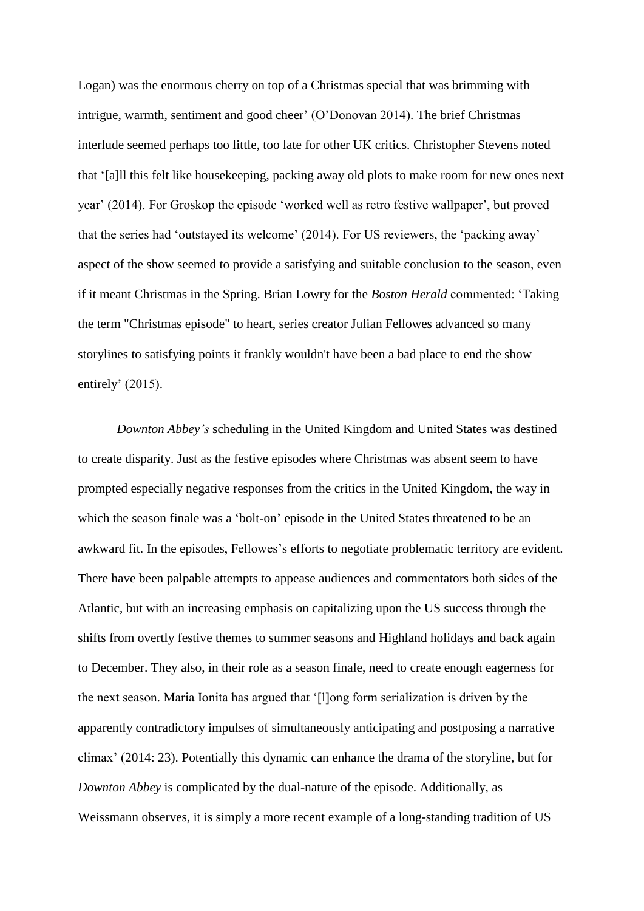Logan) was the enormous cherry on top of a Christmas special that was brimming with intrigue, warmth, sentiment and good cheer' (O'Donovan 2014). The brief Christmas interlude seemed perhaps too little, too late for other UK critics. Christopher Stevens noted that '[a]ll this felt like housekeeping, packing away old plots to make room for new ones next year' (2014). For Groskop the episode 'worked well as retro festive wallpaper', but proved that the series had 'outstayed its welcome' (2014). For US reviewers, the 'packing away' aspect of the show seemed to provide a satisfying and suitable conclusion to the season, even if it meant Christmas in the Spring. Brian Lowry for the *Boston Herald* commented: 'Taking the term "Christmas episode" to heart, series creator Julian Fellowes advanced so many storylines to satisfying points it frankly wouldn't have been a bad place to end the show entirely' (2015).

*Downton Abbey's* scheduling in the United Kingdom and United States was destined to create disparity. Just as the festive episodes where Christmas was absent seem to have prompted especially negative responses from the critics in the United Kingdom, the way in which the season finale was a 'bolt-on' episode in the United States threatened to be an awkward fit. In the episodes, Fellowes's efforts to negotiate problematic territory are evident. There have been palpable attempts to appease audiences and commentators both sides of the Atlantic, but with an increasing emphasis on capitalizing upon the US success through the shifts from overtly festive themes to summer seasons and Highland holidays and back again to December. They also, in their role as a season finale, need to create enough eagerness for the next season. Maria Ionita has argued that '[l]ong form serialization is driven by the apparently contradictory impulses of simultaneously anticipating and postposing a narrative climax' (2014: 23). Potentially this dynamic can enhance the drama of the storyline, but for *Downton Abbey* is complicated by the dual-nature of the episode. Additionally, as Weissmann observes, it is simply a more recent example of a long-standing tradition of US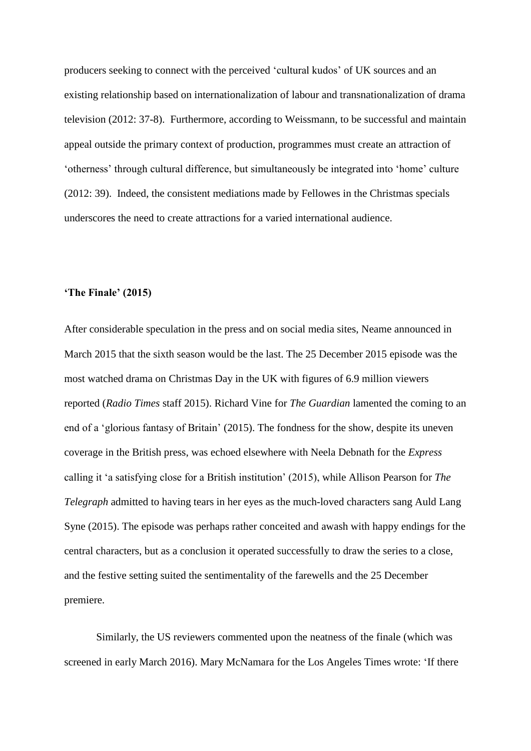producers seeking to connect with the perceived 'cultural kudos' of UK sources and an existing relationship based on internationalization of labour and transnationalization of drama television (2012: 37-8). Furthermore, according to Weissmann, to be successful and maintain appeal outside the primary context of production, programmes must create an attraction of 'otherness' through cultural difference, but simultaneously be integrated into 'home' culture (2012: 39). Indeed, the consistent mediations made by Fellowes in the Christmas specials underscores the need to create attractions for a varied international audience.

### 'The Finale' (2015)

After considerable speculation in the press and on social media sites, Neame announced in March 2015 that the sixth season would be the last. The 25 December 2015 episode was the most watched drama on Christmas Day in the UK with figures of 6.9 million viewers reported (*Radio Times* staff 2015). Richard Vine for *The Guardian* lamented the coming to an end of a 'glorious fantasy of Britain' (2015). The fondness for the show, despite its uneven coverage in the British press, was echoed elsewhere with Neela Debnath for the *Express* calling it 'a satisfying close for a British institution' (2015), while Allison Pearson for *The Telegraph* admitted to having tears in her eyes as the much-loved characters sang Auld Lang Syne (2015). The episode was perhaps rather conceited and awash with happy endings for the central characters, but as a conclusion it operated successfully to draw the series to a close, and the festive setting suited the sentimentality of the farewells and the 25 December premiere.

Similarly, the US reviewers commented upon the neatness of the finale (which was screened in early March 2016). Mary McNamara for the Los Angeles Times wrote: 'If there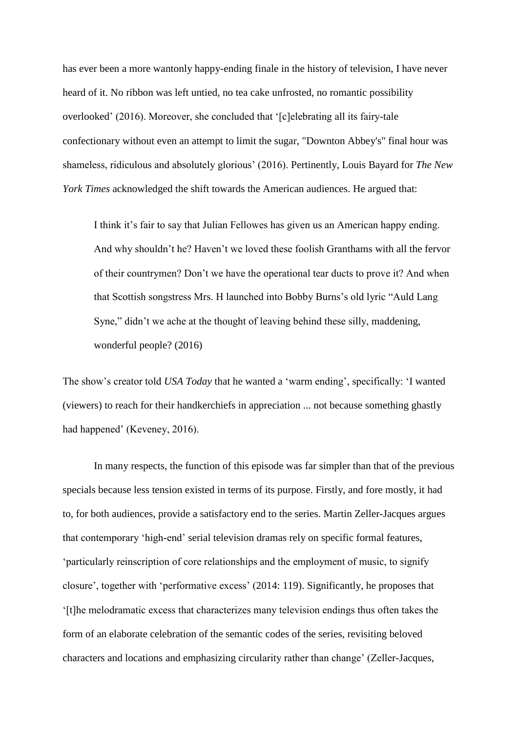has ever been a more wantonly happy-ending finale in the history of television, I have never heard of it. No ribbon was left untied, no tea cake unfrosted, no romantic possibility overlooked' (2016). Moreover, she concluded that '[c]elebrating all its fairy-tale confectionary without even an attempt to limit the sugar, "Downton Abbey's" final hour was shameless, ridiculous and absolutely glorious' (2016). Pertinently, Louis Bayard for *The New York Times* acknowledged the shift towards the American audiences. He argued that:

> I think it's fair to say that Julian Fellowes has given us an American happy ending. And why shouldn't he? Haven't we loved these foolish Granthams with all the fervor of their countrymen? Don't we have the operational tear ducts to prove it? And when that Scottish songstress Mrs. H launched into Bobby Burns's old lyric "Auld Lang Syne," didn't we ache at the thought of leaving behind these silly, maddening, wonderful people? (2016)

The show's creator told *USA Today* that he wanted a 'warm ending', specifically: 'I wanted (viewers) to reach for their handkerchiefs in appreciation ... not because something ghastly had happened' (Keveney, 2016).

In many respects, the function of this episode was far simpler than that of the previous specials because less tension existed in terms of its purpose. Firstly, and fore mostly, it had to, for both audiences, provide a satisfactory end to the series. Martin Zeller-Jacques argues that contemporary 'high-end' serial television dramas rely on specific formal features, 'particularly reinscription of core relationships and the employment of music, to signify closure', together with 'performative excess' (2014: 119). Significantly, he proposes that '[t]he melodramatic excess that characterizes many television endings thus often takes the form of an elaborate celebration of the semantic codes of the series, revisiting beloved characters and locations and emphasizing circularity rather than change' (Zeller-Jacques,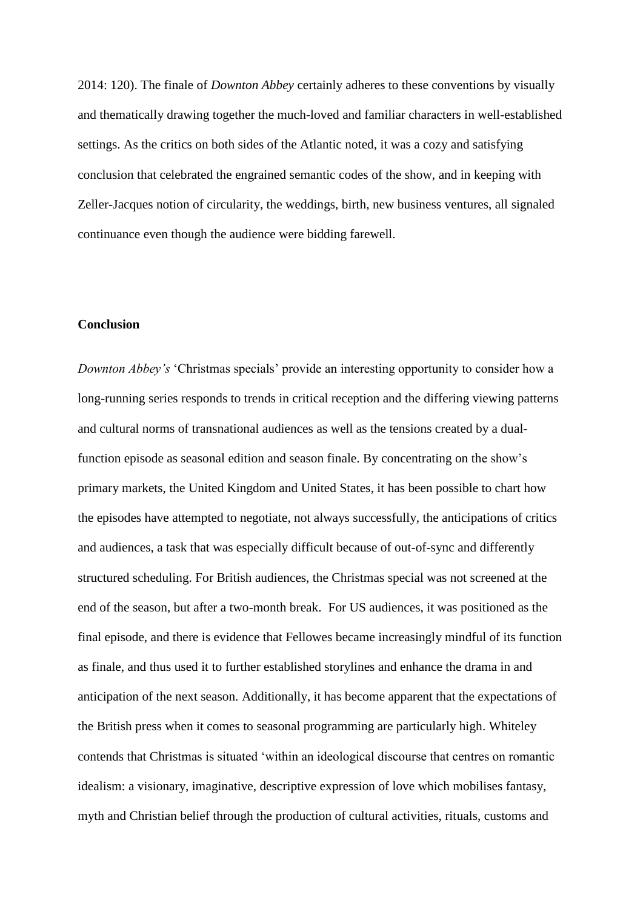2014: 120). The finale of *Downton Abbey* certainly adheres to these conventions by visually and thematically drawing together the much-loved and familiar characters in well-established settings. As the critics on both sides of the Atlantic noted, it was a cozy and satisfying conclusion that celebrated the engrained semantic codes of the show, and in keeping with Zeller-Jacques notion of circularity, the weddings, birth, new business ventures, all signaled continuance even though the audience were bidding farewell.

## Conclusion

*Downton Abbey's* 'Christmas specials' provide an interesting opportunity to consider how a long-running series responds to trends in critical reception and the differing viewing patterns and cultural norms of transnational audiences as well as the tensions created by a dual-function episode as seasonal edition and season finale. By concentrating on the show's primary markets, the United Kingdom and United States, it has been possible to chart how the episodes have attempted to negotiate, not always successfully, the anticipations of critics and audiences, a task that was especially difficult because of out-of-sync and differently structured scheduling. For British audiences, the Christmas special was not screened at the end of the season, but after a two-month break. For US audiences, it was positioned as the final episode, and there is evidence that Fellowes became increasingly mindful of its function as finale, and thus used it to further established storylines and enhance the drama in and anticipation of the next season. Additionally, it has become apparent that the expectations of the British press when it comes to seasonal programming are particularly high. Whiteley contends that Christmas is situated 'within an ideological discourse that centres on romantic idealism: a visionary, imaginative, descriptive expression of love which mobilises fantasy, myth and Christian belief through the production of cultural activities, rituals, customs and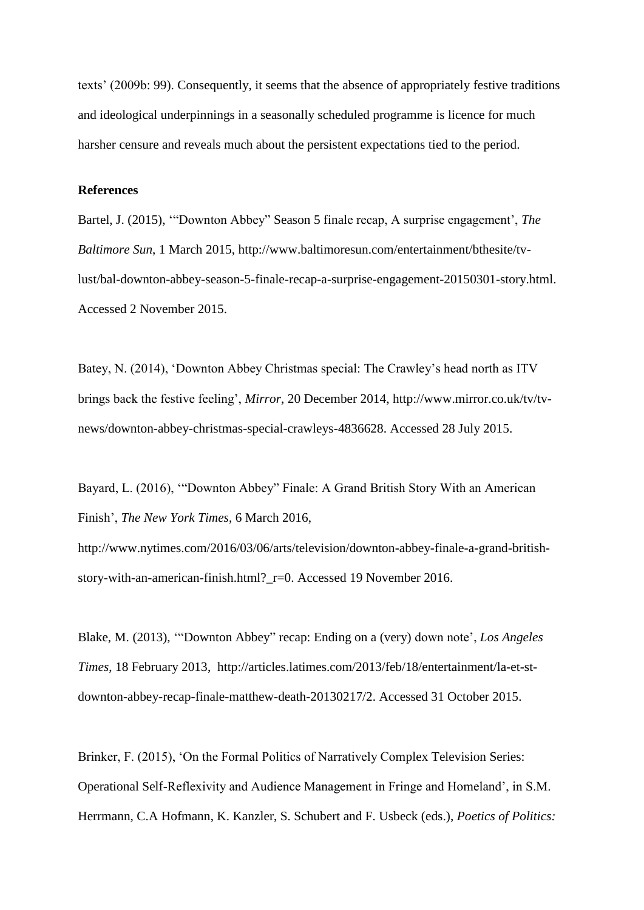texts' (2009b: 99). Consequently, it seems that the absence of appropriately festive traditions and ideological underpinnings in a seasonally scheduled programme is licence for much harsher censure and reveals much about the persistent expectations tied to the period.

**References**

Bartel, J. (2015), '"Downton Abbey" Season 5 finale recap, A surprise engagement', *The Baltimore Sun*, 1 March 2015, http://www.baltimoresun.com/entertainment/bthesite/tv-lust/bal-downton-abbey-season-5-finale-recap-a-surprise-engagement-20150301-story.html. Accessed 2 November 2015.

Batey, N. (2014), 'Downton Abbey Christmas special: The Crawley's head north as ITV brings back the festive feeling', *Mirror*, 20 December 2014, http://www.mirror.co.uk/tv/tv-news/downton-abbey-christmas-special-crawleys-4836628. Accessed 28 July 2015.

Bayard, L. (2016), '"Downton Abbey" Finale: A Grand British Story With an American Finish', *The New York Times*, 6 March 2016, http://www.nytimes.com/2016/03/06/arts/television/downton-abbey-finale-a-grand-british-story-with-an-american-finish.html?_r=0. Accessed 19 November 2016.

Blake, M. (2013), '"Downton Abbey" recap: Ending on a (very) down note', *Los Angeles Times*, 18 February 2013, http://articles.latimes.com/2013/feb/18/entertainment/la-et-st-downton-abbey-recap-finale-matthew-death-20130217/2. Accessed 31 October 2015.

Brinker, F. (2015), 'On the Formal Politics of Narratively Complex Television Series: Operational Self-Reflexivity and Audience Management in Fringe and Homeland', in S.M. Herrmann, C.A Hofmann, K. Kanzler, S. Schubert and F. Usbeck (eds.), *Poetics of Politics:*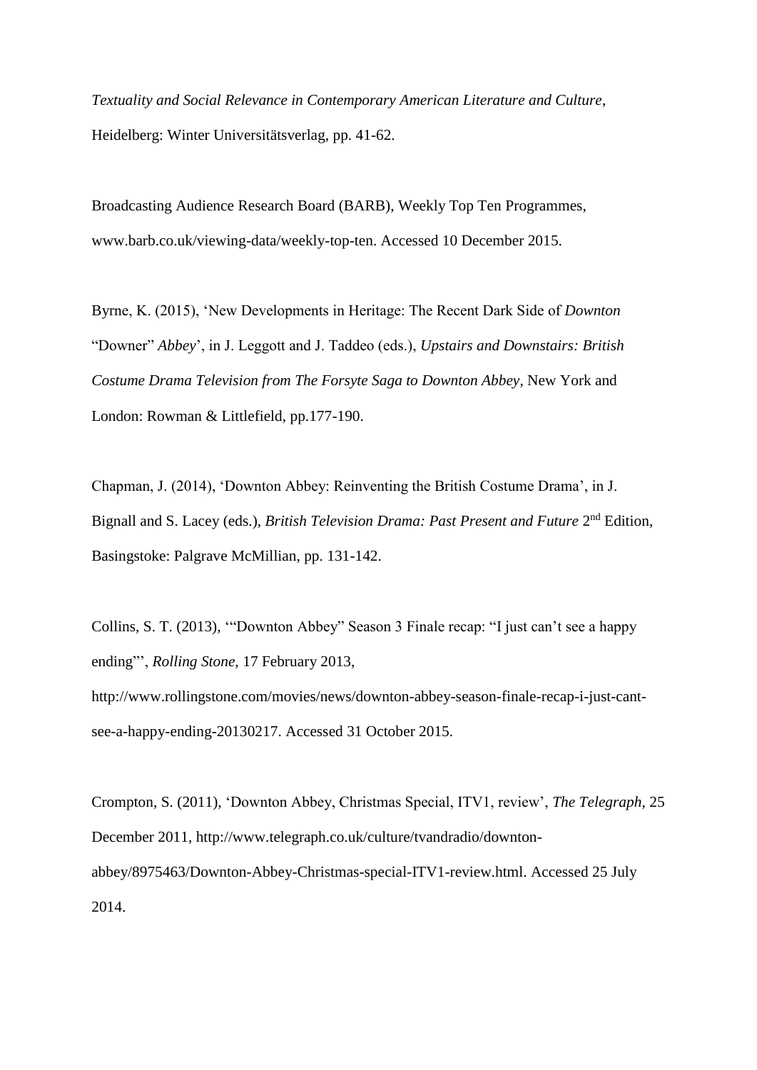*Textuality and Social Relevance in Contemporary American Literature and Culture*, Heidelberg: Winter Universitätsverlag, pp. 41-62.

Broadcasting Audience Research Board (BARB), Weekly Top Ten Programmes, www.barb.co.uk/viewing-data/weekly-top-ten. Accessed 10 December 2015.

Byrne, K. (2015), 'New Developments in Heritage: The Recent Dark Side of *Downton* "Downer" *Abbey*', in J. Leggott and J. Taddeo (eds.), *Upstairs and Downstairs: British Costume Drama Television from The Forsyte Saga to Downton Abbey*, New York and London: Rowman & Littlefield, pp.177-190.

Chapman, J. (2014), 'Downton Abbey: Reinventing the British Costume Drama', in J. Bignall and S. Lacey (eds.), *British Television Drama: Past Present and Future* 2nd Edition, Basingstoke: Palgrave McMillian, pp. 131-142.

Collins, S. T. (2013), '"Downton Abbey" Season 3 Finale recap: "I just can't see a happy ending"', *Rolling Stone*, 17 February 2013, http://www.rollingstone.com/movies/news/downton-abbey-season-finale-recap-i-just-cant-see-a-happy-ending-20130217. Accessed 31 October 2015.

Crompton, S. (2011), 'Downton Abbey, Christmas Special, ITV1, review', *The Telegraph*, 25 December 2011, http://www.telegraph.co.uk/culture/tvandradio/downton-abbey/8975463/Downton-Abbey-Christmas-special-ITV1-review.html. Accessed 25 July 2014.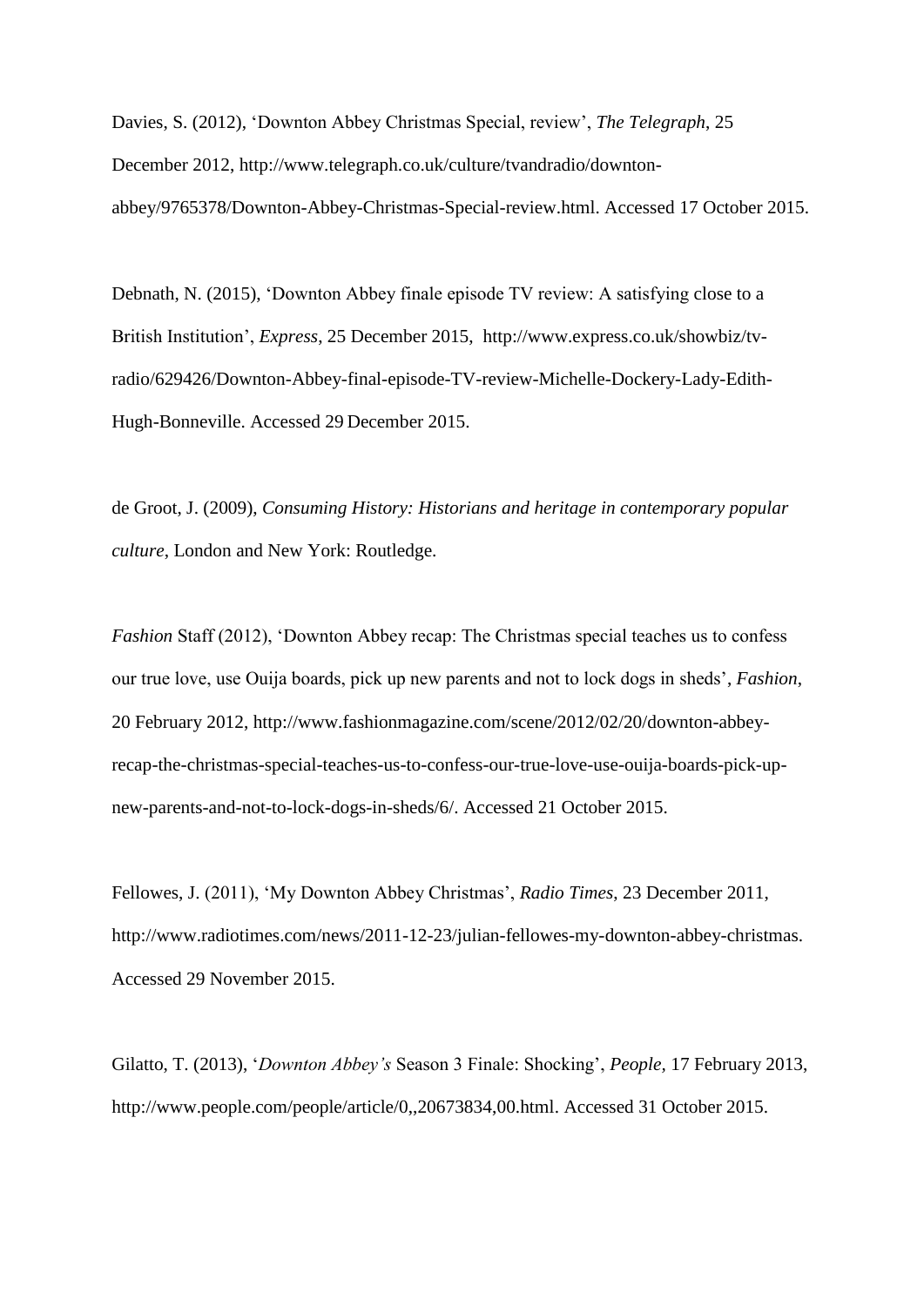Davies, S. (2012), 'Downton Abbey Christmas Special, review', *The Telegraph*, 25 December 2012, http://www.telegraph.co.uk/culture/tvandradio/downton-abbey/9765378/Downton-Abbey-Christmas-Special-review.html. Accessed 17 October 2015.

Debnath, N. (2015), 'Downton Abbey finale episode TV review: A satisfying close to a British Institution', *Express*, 25 December 2015, http://www.express.co.uk/showbiz/tv-radio/629426/Downton-Abbey-final-episode-TV-review-Michelle-Dockery-Lady-Edith-Hugh-Bonneville. Accessed 29 December 2015.

de Groot, J. (2009), *Consuming History: Historians and heritage in contemporary popular culture*, London and New York: Routledge.

*Fashion* Staff (2012), 'Downton Abbey recap: The Christmas special teaches us to confess our true love, use Ouija boards, pick up new parents and not to lock dogs in sheds', *Fashion*, 20 February 2012, http://www.fashionmagazine.com/scene/2012/02/20/downton-abbey-recap-the-christmas-special-teaches-us-to-confess-our-true-love-use-ouija-boards-pick-up-new-parents-and-not-to-lock-dogs-in-sheds/6/. Accessed 21 October 2015.

Fellowes, J. (2011), 'My Downton Abbey Christmas', *Radio Times*, 23 December 2011, http://www.radiotimes.com/news/2011-12-23/julian-fellowes-my-downton-abbey-christmas. Accessed 29 November 2015.

Gilatto, T. (2013), '*Downton Abbey's* Season 3 Finale: Shocking', *People*, 17 February 2013, http://www.people.com/people/article/0,,20673834,00.html. Accessed 31 October 2015.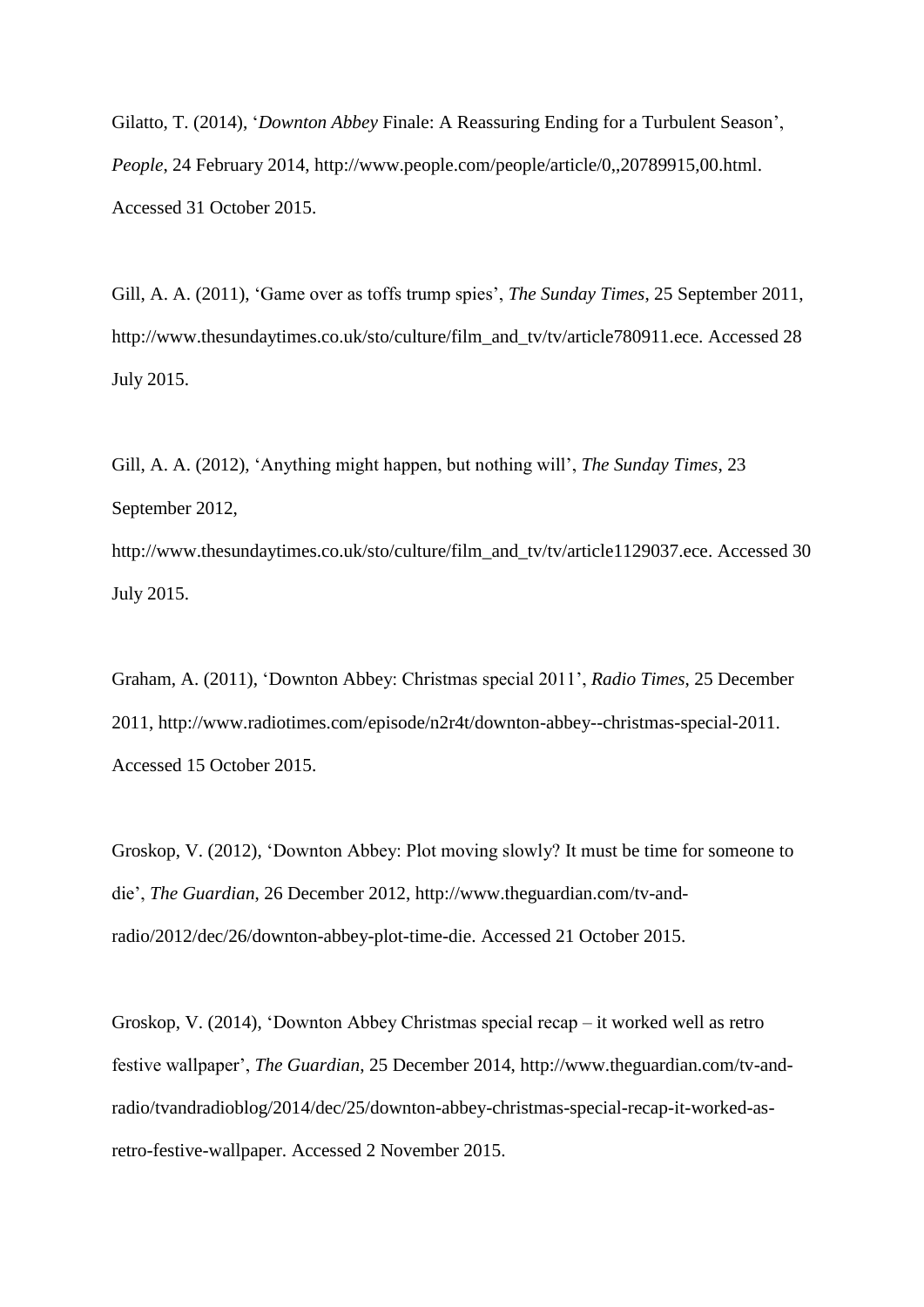Gilatto, T. (2014), '*Downton Abbey* Finale: A Reassuring Ending for a Turbulent Season', *People*, 24 February 2014, http://www.people.com/people/article/0,,20789915,00.html. Accessed 31 October 2015.

Gill, A. A. (2011), 'Game over as toffs trump spies', *The Sunday Times*, 25 September 2011, http://www.thesundaytimes.co.uk/sto/culture/film_and_tv/tv/article780911.ece. Accessed 28 July 2015.

Gill, A. A. (2012), 'Anything might happen, but nothing will', *The Sunday Times*, 23 September 2012, http://www.thesundaytimes.co.uk/sto/culture/film_and_tv/tv/article1129037.ece. Accessed 30 July 2015.

Graham, A. (2011), 'Downton Abbey: Christmas special 2011', *Radio Times*, 25 December 2011, http://www.radiotimes.com/episode/n2r4t/downton-abbey--christmas-special-2011. Accessed 15 October 2015.

Groskop, V. (2012), 'Downton Abbey: Plot moving slowly? It must be time for someone to die', *The Guardian*, 26 December 2012, http://www.theguardian.com/tv-and-radio/2012/dec/26/downton-abbey-plot-time-die. Accessed 21 October 2015.

Groskop, V. (2014), 'Downton Abbey Christmas special recap – it worked well as retro festive wallpaper', *The Guardian*, 25 December 2014, http://www.theguardian.com/tv-and-radio/tvandradioblog/2014/dec/25/downton-abbey-christmas-special-recap-it-worked-as-retro-festive-wallpaper. Accessed 2 November 2015.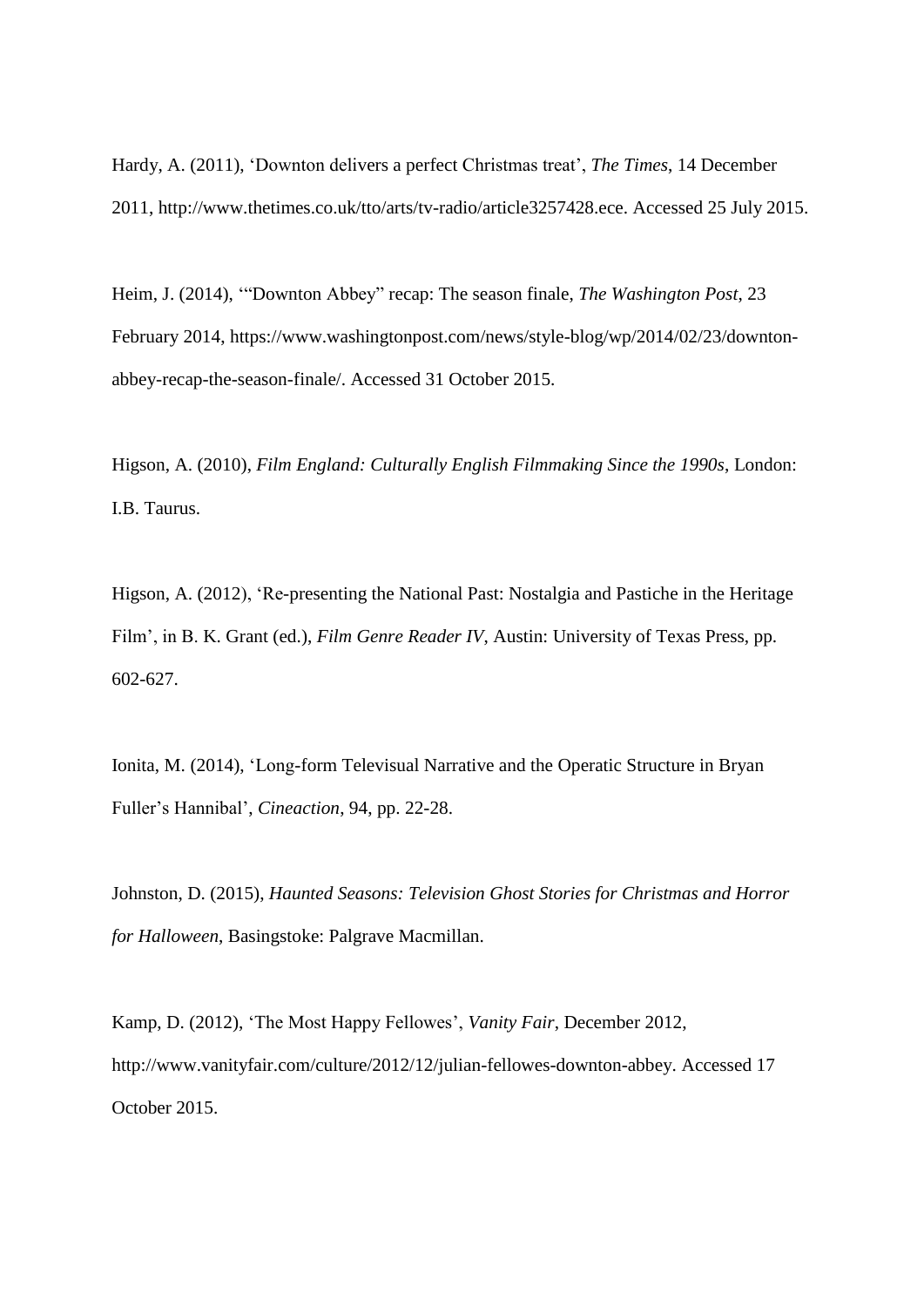Hardy, A. (2011), ‘Downton delivers a perfect Christmas treat’, *The Times*, 14 December 2011, http://www.thetimes.co.uk/tto/arts/tv-radio/article3257428.ece. Accessed 25 July 2015.

Heim, J. (2014), ‘“Downton Abbey” recap: The season finale, *The Washington Post*, 23 February 2014, https://www.washingtonpost.com/news/style-blog/wp/2014/02/23/downton-abbey-recap-the-season-finale/. Accessed 31 October 2015.

Higson, A. (2010), *Film England: Culturally English Filmmaking Since the 1990s*, London: I.B. Taurus.

Higson, A. (2012), ‘Re-presenting the National Past: Nostalgia and Pastiche in the Heritage Film’, in B. K. Grant (ed.), *Film Genre Reader IV*, Austin: University of Texas Press, pp. 602-627.

Ionita, M. (2014), ‘Long-form Televisual Narrative and the Operatic Structure in Bryan Fuller’s Hannibal’, *Cineaction*, 94, pp. 22-28.

Johnston, D. (2015), *Haunted Seasons: Television Ghost Stories for Christmas and Horror for Halloween*, Basingstoke: Palgrave Macmillan.

Kamp, D. (2012), ‘The Most Happy Fellowes’, *Vanity Fair*, December 2012, http://www.vanityfair.com/culture/2012/12/julian-fellowes-downton-abbey. Accessed 17 October 2015.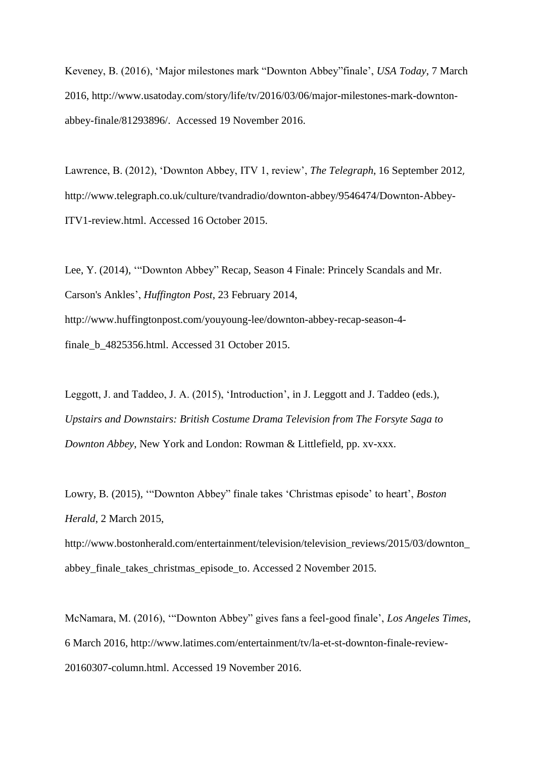Keveney, B. (2016), ‘Major milestones mark “Downton Abbey”finale’, *USA Today*, 7 March 2016, http://www.usatoday.com/story/life/tv/2016/03/06/major-milestones-mark-downton-abbey-finale/81293896/. Accessed 19 November 2016.

Lawrence, B. (2012), ‘Downton Abbey, ITV 1, review’, *The Telegraph*, 16 September 2012, http://www.telegraph.co.uk/culture/tvandradio/downton-abbey/9546474/Downton-Abbey-ITV1-review.html. Accessed 16 October 2015.

Lee, Y. (2014), ‘“Downton Abbey” Recap, Season 4 Finale: Princely Scandals and Mr. Carson's Ankles’, *Huffington Post*, 23 February 2014, http://www.huffingtonpost.com/youyoung-lee/downton-abbey-recap-season-4-finale_b_4825356.html. Accessed 31 October 2015.

Leggott, J. and Taddeo, J. A. (2015), ‘Introduction’, in J. Leggott and J. Taddeo (eds.), *Upstairs and Downstairs: British Costume Drama Television from The Forsyte Saga to Downton Abbey*, New York and London: Rowman & Littlefield, pp. xv-xxx.

Lowry, B. (2015), ‘“Downton Abbey” finale takes ‘Christmas episode’ to heart’, *Boston Herald*, 2 March 2015, http://www.bostonherald.com/entertainment/television/television_reviews/2015/03/downton_abbey_finale_takes_christmas_episode_to. Accessed 2 November 2015.

McNamara, M. (2016), ‘“Downton Abbey” gives fans a feel-good finale’, *Los Angeles Times*, 6 March 2016, http://www.latimes.com/entertainment/tv/la-et-st-downton-finale-review-20160307-column.html. Accessed 19 November 2016.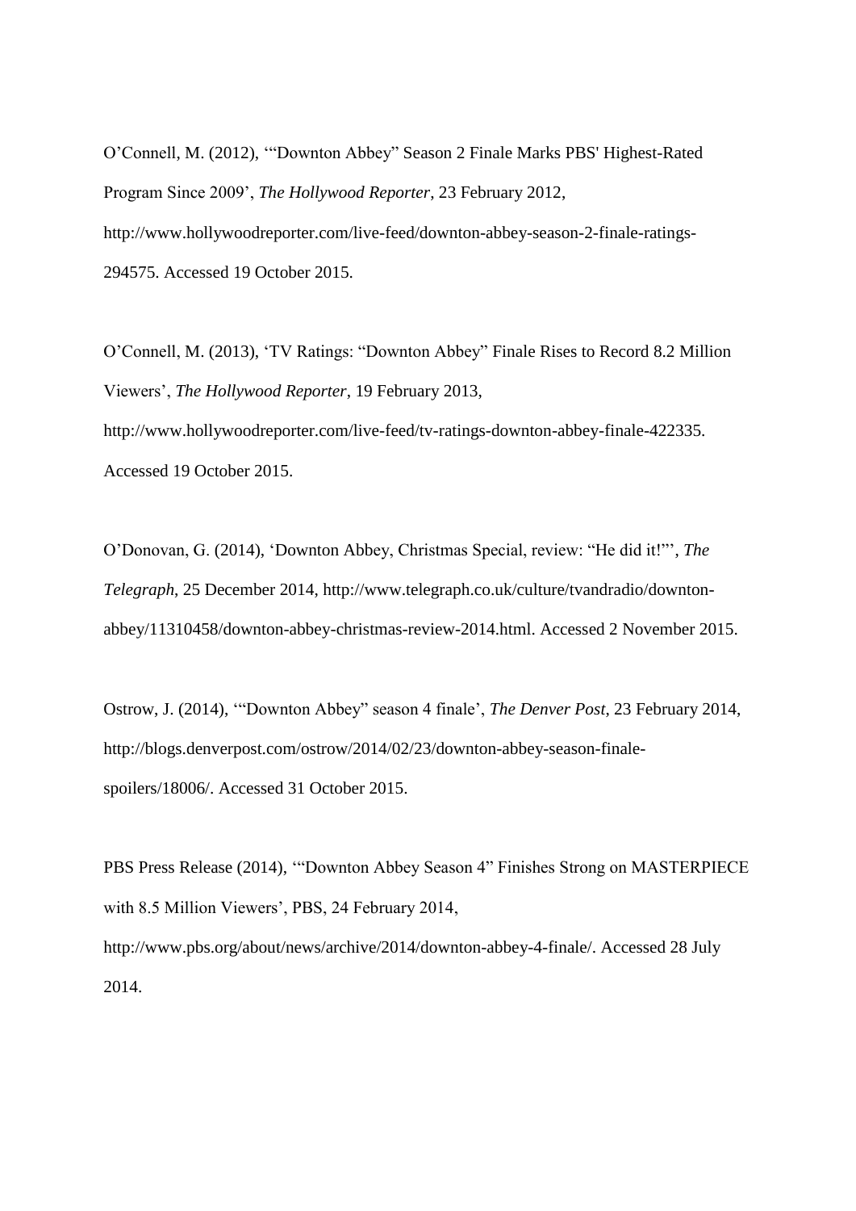O’Connell, M. (2012), ‘“Downton Abbey” Season 2 Finale Marks PBS' Highest-Rated Program Since 2009’, *The Hollywood Reporter*, 23 February 2012, http://www.hollywoodreporter.com/live-feed/downton-abbey-season-2-finale-ratings-294575. Accessed 19 October 2015.

O’Connell, M. (2013), ‘TV Ratings: “Downton Abbey” Finale Rises to Record 8.2 Million Viewers’, *The Hollywood Reporter*, 19 February 2013, http://www.hollywoodreporter.com/live-feed/tv-ratings-downton-abbey-finale-422335. Accessed 19 October 2015.

O’Donovan, G. (2014), ‘Downton Abbey, Christmas Special, review: “He did it!”’, *The Telegraph*, 25 December 2014, http://www.telegraph.co.uk/culture/tvandradio/downton-abbey/11310458/downton-abbey-christmas-review-2014.html. Accessed 2 November 2015.

Ostrow, J. (2014), ‘“Downton Abbey” season 4 finale’, *The Denver Post*, 23 February 2014, http://blogs.denverpost.com/ostrow/2014/02/23/downton-abbey-season-finale-spoilers/18006/. Accessed 31 October 2015.

PBS Press Release (2014), ‘“Downton Abbey Season 4” Finishes Strong on MASTERPIECE with 8.5 Million Viewers’, PBS, 24 February 2014, http://www.pbs.org/about/news/archive/2014/downton-abbey-4-finale/. Accessed 28 July 2014.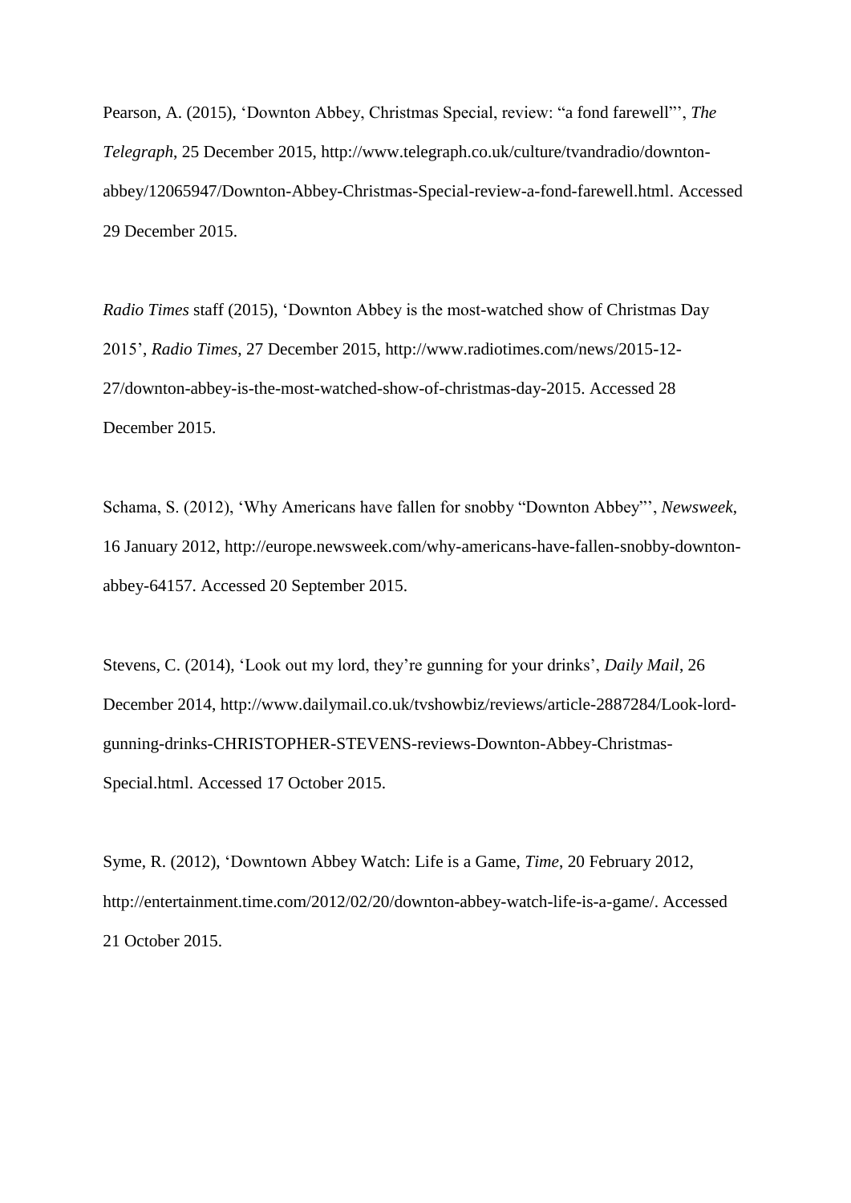Pearson, A. (2015), ‘Downton Abbey, Christmas Special, review: “a fond farewell”’, *The Telegraph*, 25 December 2015, http://www.telegraph.co.uk/culture/tvandradio/downton-abbey/12065947/Downton-Abbey-Christmas-Special-review-a-fond-farewell.html. Accessed 29 December 2015.

*Radio Times* staff (2015), ‘Downton Abbey is the most-watched show of Christmas Day 2015’, *Radio Times*, 27 December 2015, http://www.radiotimes.com/news/2015-12-27/downton-abbey-is-the-most-watched-show-of-christmas-day-2015. Accessed 28 December 2015.

Schama, S. (2012), ‘Why Americans have fallen for snobby “Downton Abbey”’, *Newsweek*, 16 January 2012, http://europe.newsweek.com/why-americans-have-fallen-snobby-downton-abbey-64157. Accessed 20 September 2015.

Stevens, C. (2014), ‘Look out my lord, they’re gunning for your drinks’, *Daily Mail*, 26 December 2014, http://www.dailymail.co.uk/tvshowbiz/reviews/article-2887284/Look-lord-gunning-drinks-CHRISTOPHER-STEVENS-reviews-Downton-Abbey-Christmas-Special.html. Accessed 17 October 2015.

Syme, R. (2012), ‘Downtown Abbey Watch: Life is a Game, *Time*, 20 February 2012, http://entertainment.time.com/2012/02/20/downton-abbey-watch-life-is-a-game/. Accessed 21 October 2015.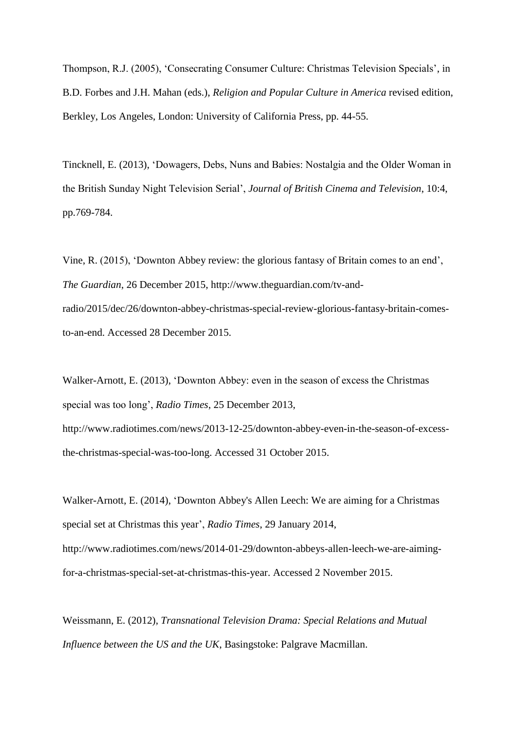Thompson, R.J. (2005), 'Consecrating Consumer Culture: Christmas Television Specials', in B.D. Forbes and J.H. Mahan (eds.), *Religion and Popular Culture in America* revised edition, Berkley, Los Angeles, London: University of California Press, pp. 44-55.

Tincknell, E. (2013), 'Dowagers, Debs, Nuns and Babies: Nostalgia and the Older Woman in the British Sunday Night Television Serial', *Journal of British Cinema and Television*, 10:4, pp.769-784.

Vine, R. (2015), 'Downton Abbey review: the glorious fantasy of Britain comes to an end', *The Guardian*, 26 December 2015, http://www.theguardian.com/tv-and-radio/2015/dec/26/downton-abbey-christmas-special-review-glorious-fantasy-britain-comes-to-an-end. Accessed 28 December 2015.

Walker-Arnott, E. (2013), 'Downton Abbey: even in the season of excess the Christmas special was too long', *Radio Times*, 25 December 2013, http://www.radiotimes.com/news/2013-12-25/downton-abbey-even-in-the-season-of-excess-the-christmas-special-was-too-long. Accessed 31 October 2015.

Walker-Arnott, E. (2014), 'Downton Abbey's Allen Leech: We are aiming for a Christmas special set at Christmas this year', *Radio Times*, 29 January 2014, http://www.radiotimes.com/news/2014-01-29/downton-abbeys-allen-leech-we-are-aiming-for-a-christmas-special-set-at-christmas-this-year. Accessed 2 November 2015.

Weissmann, E. (2012), *Transnational Television Drama: Special Relations and Mutual Influence between the US and the UK*, Basingstoke: Palgrave Macmillan.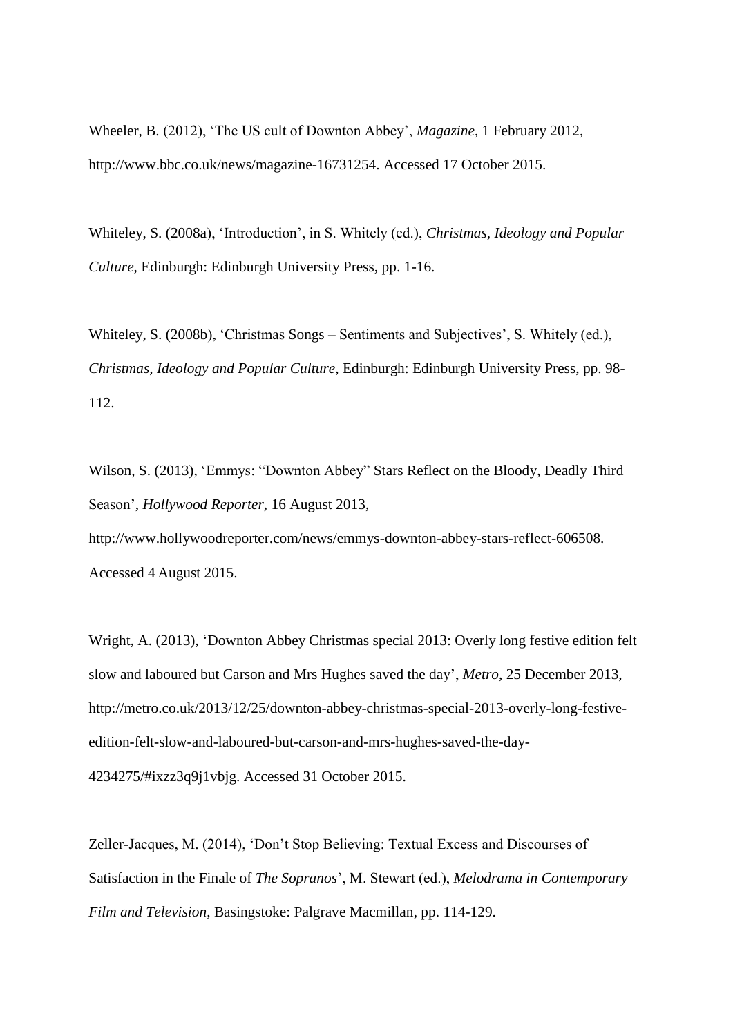Wheeler, B. (2012), 'The US cult of Downton Abbey', *Magazine*, 1 February 2012, http://www.bbc.co.uk/news/magazine-16731254. Accessed 17 October 2015.

Whiteley, S. (2008a), 'Introduction', in S. Whitely (ed.), *Christmas, Ideology and Popular Culture*, Edinburgh: Edinburgh University Press, pp. 1-16.

Whiteley, S. (2008b), 'Christmas Songs – Sentiments and Subjectives', S. Whitely (ed.), *Christmas, Ideology and Popular Culture*, Edinburgh: Edinburgh University Press, pp. 98-112.

Wilson, S. (2013), 'Emmys: "Downton Abbey" Stars Reflect on the Bloody, Deadly Third Season', *Hollywood Reporter*, 16 August 2013, http://www.hollywoodreporter.com/news/emmys-downton-abbey-stars-reflect-606508. Accessed 4 August 2015.

Wright, A. (2013), 'Downton Abbey Christmas special 2013: Overly long festive edition felt slow and laboured but Carson and Mrs Hughes saved the day', *Metro*, 25 December 2013, http://metro.co.uk/2013/12/25/downton-abbey-christmas-special-2013-overly-long-festive-edition-felt-slow-and-laboured-but-carson-and-mrs-hughes-saved-the-day-4234275/#ixzz3q9j1vbjg. Accessed 31 October 2015.

Zeller-Jacques, M. (2014), 'Don't Stop Believing: Textual Excess and Discourses of Satisfaction in the Finale of *The Sopranos*', M. Stewart (ed.), *Melodrama in Contemporary Film and Television*, Basingstoke: Palgrave Macmillan, pp. 114-129.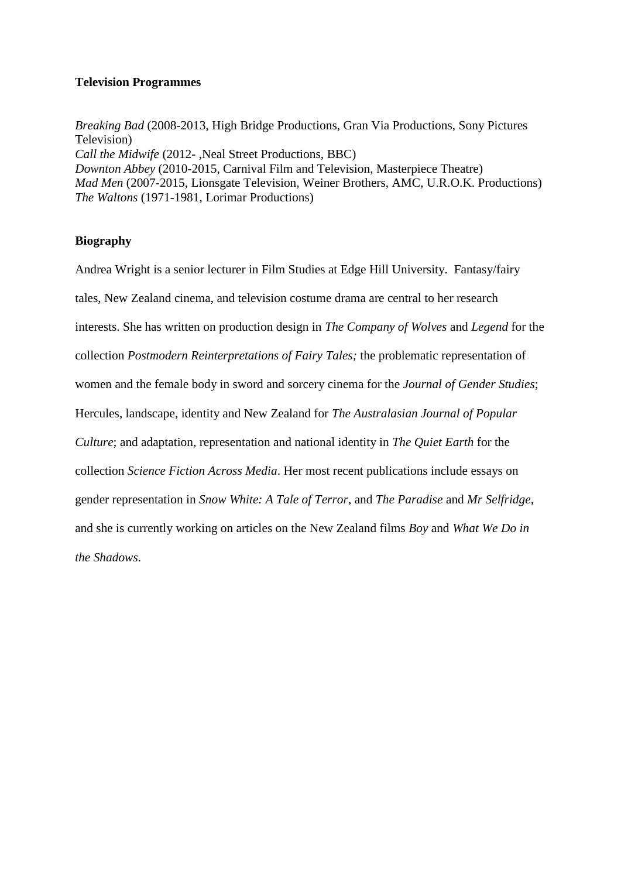**Television Programmes**

*Breaking Bad* (2008-2013, High Bridge Productions, Gran Via Productions, Sony Pictures Television)
*Call the Midwife* (2012- ,Neal Street Productions, BBC)
*Downton Abbey* (2010-2015, Carnival Film and Television, Masterpiece Theatre)
*Mad Men* (2007-2015, Lionsgate Television, Weiner Brothers, AMC, U.R.O.K. Productions)
*The Waltons* (1971-1981, Lorimar Productions)

**Biography**

Andrea Wright is a senior lecturer in Film Studies at Edge Hill University. Fantasy/fairy tales, New Zealand cinema, and television costume drama are central to her research interests. She has written on production design in *The Company of Wolves* and *Legend* for the collection *Postmodern Reinterpretations of Fairy Tales;* the problematic representation of women and the female body in sword and sorcery cinema for the *Journal of Gender Studies*; Hercules, landscape, identity and New Zealand for *The Australasian Journal of Popular Culture*; and adaptation, representation and national identity in *The Quiet Earth* for the collection *Science Fiction Across Media*. Her most recent publications include essays on gender representation in *Snow White: A Tale of Terror*, and *The Paradise* and *Mr Selfridge*, and she is currently working on articles on the New Zealand films *Boy* and *What We Do in the Shadows*.